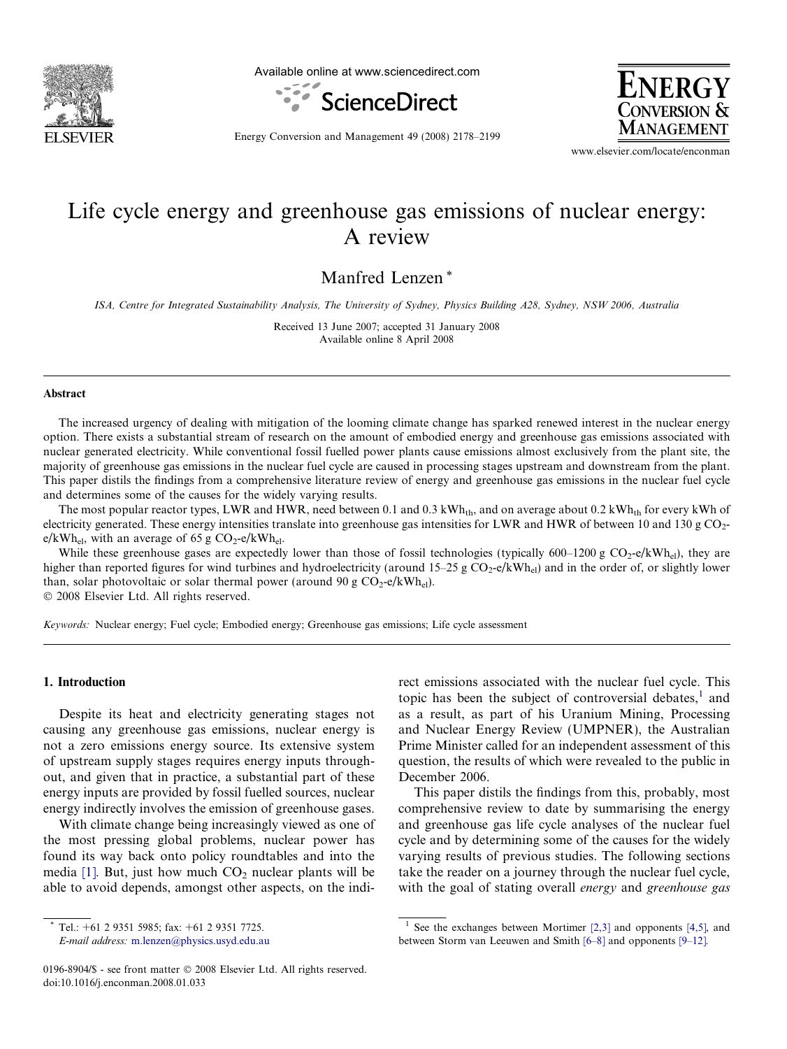# Life cycle energy and greenhouse gas emissions of nuclear energy: A review

Manfred Lenzen *

*ISA, Centre for Integrated Sustainability Analysis, The University of Sydney, Physics Building A28, Sydney, NSW 2006, Australia*

Received 13 June 2007; accepted 31 January 2008
Available online 8 April 2008

## Abstract

The increased urgency of dealing with mitigation of the looming climate change has sparked renewed interest in the nuclear energy option. There exists a substantial stream of research on the amount of embodied energy and greenhouse gas emissions associated with nuclear generated electricity. While conventional fossil fuelled power plants cause emissions almost exclusively from the plant site, the majority of greenhouse gas emissions in the nuclear fuel cycle are caused in processing stages upstream and downstream from the plant. This paper distils the findings from a comprehensive literature review of energy and greenhouse gas emissions in the nuclear fuel cycle and determines some of the causes for the widely varying results.

The most popular reactor types, LWR and HWR, need between 0.1 and 0.3 $kWh_{th}$, and on average about 0.2 $kWh_{th}$ for every kWh of electricity generated. These energy intensities translate into greenhouse gas intensities for LWR and HWR of between 10 and 130 g $CO_2$-e/$kWh_{el}$, with an average of 65 g $CO_2$-e/$kWh_{el}$.

While these greenhouse gases are expectedly lower than those of fossil technologies (typically 600–1200 g $CO_2$-e/$kWh_{el}$), they are higher than reported figures for wind turbines and hydroelectricity (around 15–25 g $CO_2$-e/$kWh_{el}$) and in the order of, or slightly lower than, solar photovoltaic or solar thermal power (around 90 g $CO_2$-e/$kWh_{el}$).

© 2008 Elsevier Ltd. All rights reserved.

*Keywords:* Nuclear energy; Fuel cycle; Embodied energy; Greenhouse gas emissions; Life cycle assessment

## 1. Introduction

Despite its heat and electricity generating stages not causing any greenhouse gas emissions, nuclear energy is not a zero emissions energy source. Its extensive system of upstream supply stages requires energy inputs throughout, and given that in practice, a substantial part of these energy inputs are provided by fossil fuelled sources, nuclear energy indirectly involves the emission of greenhouse gases.

With climate change being increasingly viewed as one of the most pressing global problems, nuclear power has found its way back onto policy roundtables and into the media [1]. But, just how much $CO_2$ nuclear plants will be able to avoid depends, amongst other aspects, on the indirect emissions associated with the nuclear fuel cycle. This topic has been the subject of controversial debates,[1] and as a result, as part of his Uranium Mining, Processing and Nuclear Energy Review (UMPNER), the Australian Prime Minister called for an independent assessment of this question, the results of which were revealed to the public in December 2006.

This paper distils the findings from this, probably, most comprehensive review to date by summarising the energy and greenhouse gas life cycle analyses of the nuclear fuel cycle and by determining some of the causes for the widely varying results of previous studies. The following sections take the reader on a journey through the nuclear fuel cycle, with the goal of stating overall *energy* and *greenhouse gas*

\* Tel.: +61 2 9351 5985; fax: +61 2 9351 7725.
*E-mail address:* m.lenzen@physics.usyd.edu.au

[1] See the exchanges between Mortimer [2,3] and opponents [4,5], and between Storm van Leeuwen and Smith [6–8] and opponents [9–12].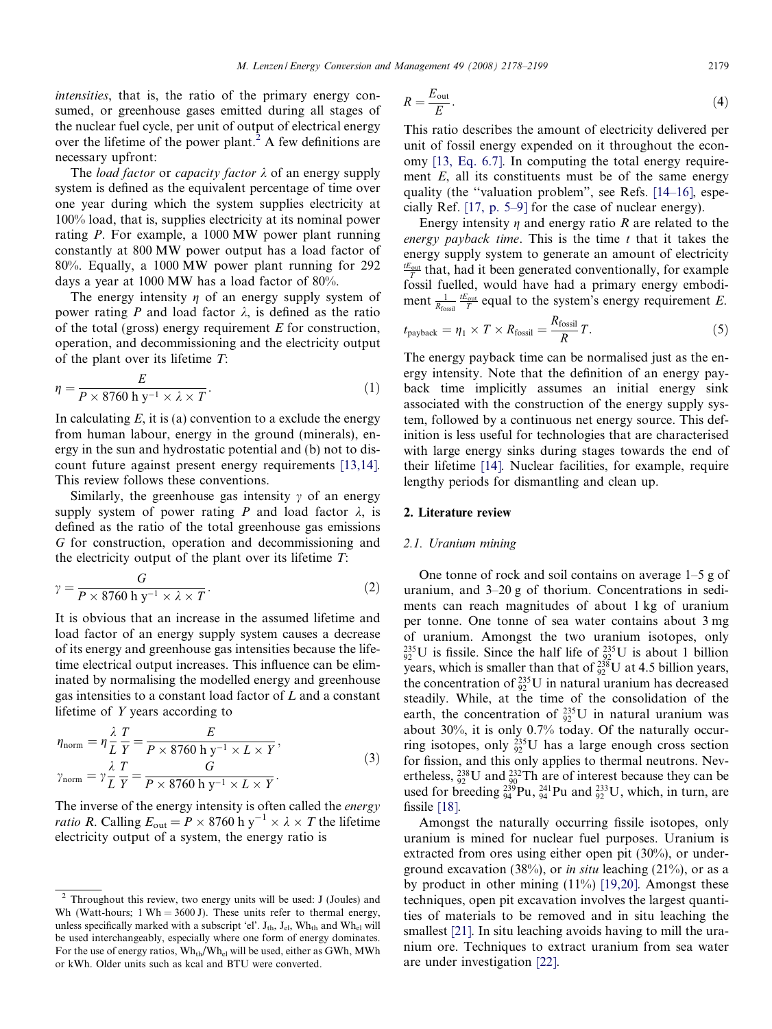*intensities*, that is, the ratio of the primary energy consumed, or greenhouse gases emitted during all stages of the nuclear fuel cycle, per unit of output of electrical energy over the lifetime of the power plant.[2] A few definitions are necessary upfront:

The *load factor* or *capacity factor* $\lambda$ of an energy supply system is defined as the equivalent percentage of time over one year during which the system supplies electricity at 100% load, that is, supplies electricity at its nominal power rating $P$. For example, a 1000 MW power plant running constantly at 800 MW power output has a load factor of 80%. Equally, a 1000 MW power plant running for 292 days a year at 1000 MW has a load factor of 80%.

The energy intensity $\eta$ of an energy supply system of power rating $P$ and load factor $\lambda$, is defined as the ratio of the total (gross) energy requirement $E$ for construction, operation, and decommissioning and the electricity output of the plant over its lifetime $T$:

$$\eta = \frac{E}{P \times 8760\ \text{h y}^{-1} \times \lambda \times T}. \tag{1}$$

In calculating $E$, it is (a) convention to a exclude the energy from human labour, energy in the ground (minerals), energy in the sun and hydrostatic potential and (b) not to discount future against present energy requirements [13,14]. This review follows these conventions.

Similarly, the greenhouse gas intensity $\gamma$ of an energy supply system of power rating $P$ and load factor $\lambda$, is defined as the ratio of the total greenhouse gas emissions $G$ for construction, operation and decommissioning and the electricity output of the plant over its lifetime $T$:

$$\gamma = \frac{G}{P \times 8760\ \text{h y}^{-1} \times \lambda \times T}. \tag{2}$$

It is obvious that an increase in the assumed lifetime and load factor of an energy supply system causes a decrease of its energy and greenhouse gas intensities because the lifetime electrical output increases. This influence can be eliminated by normalising the modelled energy and greenhouse gas intensities to a constant load factor of $L$ and a constant lifetime of $Y$ years according to

$$\begin{aligned} \eta_{\text{norm}} &= \eta \frac{\lambda}{L}\frac{T}{Y} = \frac{E}{P \times 8760\ \text{h y}^{-1} \times L \times Y}, \\ \gamma_{\text{norm}} &= \gamma \frac{\lambda}{L}\frac{T}{Y} = \frac{G}{P \times 8760\ \text{h y}^{-1} \times L \times Y}. \end{aligned} \tag{3}$$

The inverse of the energy intensity is often called the *energy ratio* $R$. Calling $E_{\text{out}} = P \times 8760\ \text{h y}^{-1} \times \lambda \times T$ the lifetime electricity output of a system, the energy ratio is

$$R = \frac{E_{\text{out}}}{E}. \tag{4}$$

This ratio describes the amount of electricity delivered per unit of fossil energy expended on it throughout the economy [13, Eq. 6.7]. In computing the total energy requirement $E$, all its constituents must be of the same energy quality (the "valuation problem", see Refs. [14–16], especially Ref. [17, p. 5–9] for the case of nuclear energy).

Energy intensity $\eta$ and energy ratio $R$ are related to the *energy payback time*. This is the time $t$ that it takes the energy supply system to generate an amount of electricity $\frac{tE_{\text{out}}}{T}$ that, had it been generated conventionally, for example fossil fuelled, would have had a primary energy embodiment $\frac{1}{R_{\text{fossil}}}\frac{tE_{\text{out}}}{T}$ equal to the system's energy requirement $E$.

$$t_{\text{payback}} = \eta_1 \times T \times R_{\text{fossil}} = \frac{R_{\text{fossil}}}{R}T. \tag{5}$$

The energy payback time can be normalised just as the energy intensity. Note that the definition of an energy payback time implicitly assumes an initial energy sink associated with the construction of the energy supply system, followed by a continuous net energy source. This definition is less useful for technologies that are characterised with large energy sinks during stages towards the end of their lifetime [14]. Nuclear facilities, for example, require lengthy periods for dismantling and clean up.

## 2. Literature review

### 2.1. Uranium mining

One tonne of rock and soil contains on average 1–5 g of uranium, and 3–20 g of thorium. Concentrations in sediments can reach magnitudes of about 1 kg of uranium per tonne. One tonne of sea water contains about 3 mg of uranium. Amongst the two uranium isotopes, only $^{235}_{92}\text{U}$ is fissile. Since the half life of $^{235}_{92}\text{U}$ is about 1 billion years, which is smaller than that of $^{238}_{92}\text{U}$ at 4.5 billion years, the concentration of $^{235}_{92}\text{U}$ in natural uranium has decreased steadily. While, at the time of the consolidation of the earth, the concentration of $^{235}_{92}\text{U}$ in natural uranium was about 30%, it is only 0.7% today. Of the naturally occurring isotopes, only $^{235}_{92}\text{U}$ has a large enough cross section for fission, and this only applies to thermal neutrons. Nevertheless, $^{238}_{92}\text{U}$ and $^{232}_{90}\text{Th}$ are of interest because they can be used for breeding $^{239}_{94}\text{Pu}$, $^{241}_{94}\text{Pu}$ and $^{233}_{92}\text{U}$, which, in turn, are fissile [18].

Amongst the naturally occurring fissile isotopes, only uranium is mined for nuclear fuel purposes. Uranium is extracted from ores using either open pit (30%), or underground excavation (38%), or *in situ* leaching (21%), or as a by product in other mining (11%) [19,20]. Amongst these techniques, open pit excavation involves the largest quantities of materials to be removed and in situ leaching the smallest [21]. In situ leaching avoids having to mill the uranium ore. Techniques to extract uranium from sea water are under investigation [22].

---

[2] Throughout this review, two energy units will be used: J (Joules) and Wh (Watt-hours; 1 Wh = 3600 J). These units refer to thermal energy, unless specifically marked with a subscript 'el'. $J_{th}$, $J_{el}$, $Wh_{th}$ and $Wh_{el}$ will be used interchangeably, especially where one form of energy dominates. For the use of energy ratios, $Wh_{th}/Wh_{el}$ will be used, either as GWh, MWh or kWh. Older units such as kcal and BTU were converted.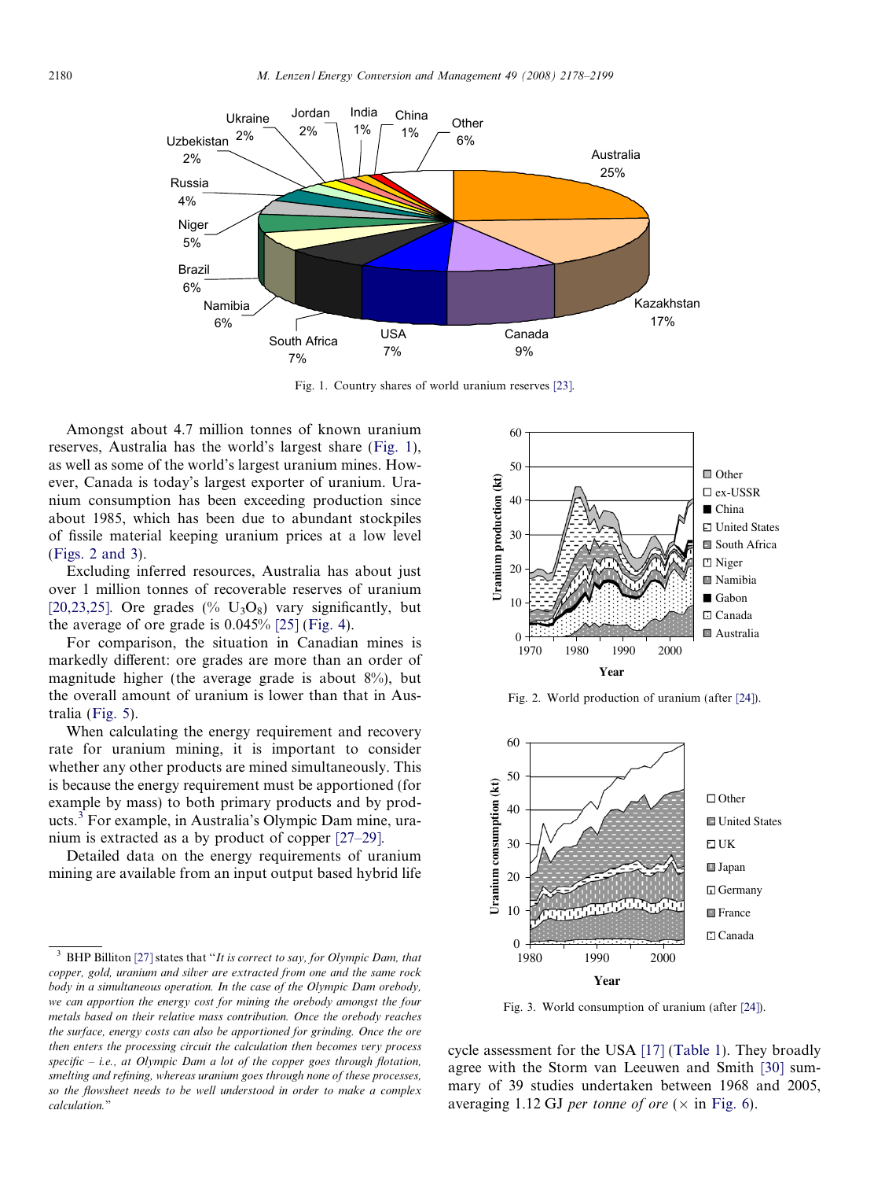Fig. 1. Country shares of world uranium reserves [23].

Amongst about 4.7 million tonnes of known uranium reserves, Australia has the world's largest share (Fig. 1), as well as some of the world's largest uranium mines. However, Canada is today's largest exporter of uranium. Uranium consumption has been exceeding production since about 1985, which has been due to abundant stockpiles of fissile material keeping uranium prices at a low level (Figs. 2 and 3).

Excluding inferred resources, Australia has about just over 1 million tonnes of recoverable reserves of uranium [20,23,25]. Ore grades (% $U_3O_8$) vary significantly, but the average of ore grade is 0.045% [25] (Fig. 4).

For comparison, the situation in Canadian mines is markedly different: ore grades are more than an order of magnitude higher (the average grade is about 8%), but the overall amount of uranium is lower than that in Australia (Fig. 5).

When calculating the energy requirement and recovery rate for uranium mining, it is important to consider whether any other products are mined simultaneously. This is because the energy requirement must be apportioned (for example by mass) to both primary products and by products.[3] For example, in Australia's Olympic Dam mine, uranium is extracted as a by product of copper [27–29].

Detailed data on the energy requirements of uranium mining are available from an input output based hybrid life cycle assessment for the USA [17] (Table 1). They broadly agree with the Storm van Leeuwen and Smith [30] summary of 39 studies undertaken between 1968 and 2005, averaging 1.12 GJ *per tonne of ore* (× in Fig. 6).

Fig. 2. World production of uranium (after [24]).

Fig. 3. World consumption of uranium (after [24]).

[3] BHP Billiton [27] states that "*It is correct to say, for Olympic Dam, that copper, gold, uranium and silver are extracted from one and the same rock body in a simultaneous operation. In the case of the Olympic Dam orebody, we can apportion the energy cost for mining the orebody amongst the four metals based on their relative mass contribution. Once the orebody reaches the surface, energy costs can also be apportioned for grinding. Once the ore then enters the processing circuit the calculation then becomes very process specific – i.e., at Olympic Dam a lot of the copper goes through flotation, smelting and refining, whereas uranium goes through none of these processes, so the flowsheet needs to be well understood in order to make a complex calculation.*"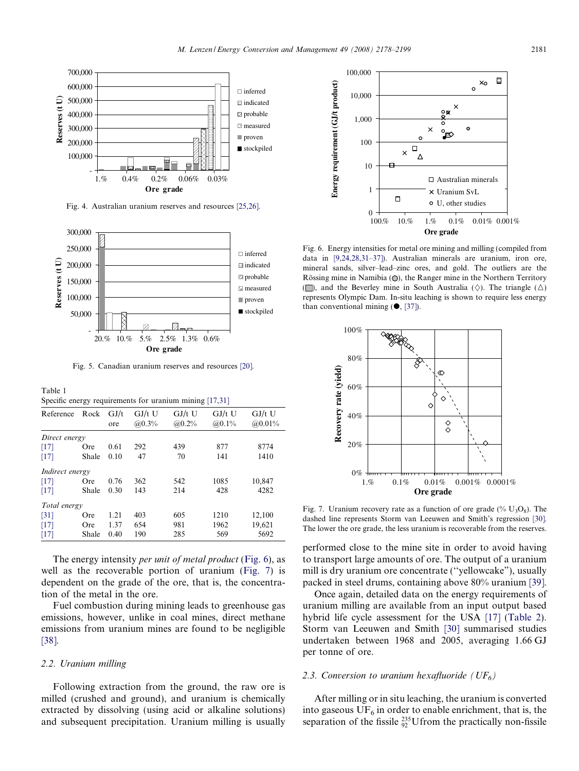Fig. 4. Australian uranium reserves and resources [25,26].

Fig. 5. Canadian uranium reserves and resources [20].

Table 1
Specific energy requirements for uranium mining [17,31]

| Reference | Rock | GJ/t ore | GJ/t U @0.3% | GJ/t U @0.2% | GJ/t U @0.1% | GJ/t U @0.01% |
|---|---|---|---|---|---|---|
| *Direct energy* | | | | | | |
| [17] | Ore | 0.61 | 292 | 439 | 877 | 8774 |
| [17] | Shale | 0.10 | 47 | 70 | 141 | 1410 |
| *Indirect energy* | | | | | | |
| [17] | Ore | 0.76 | 362 | 542 | 1085 | 10,847 |
| [17] | Shale | 0.30 | 143 | 214 | 428 | 4282 |
| *Total energy* | | | | | | |
| [31] | Ore | 1.21 | 403 | 605 | 1210 | 12,100 |
| [17] | Ore | 1.37 | 654 | 981 | 1962 | 19,621 |
| [17] | Shale | 0.40 | 190 | 285 | 569 | 5692 |

The energy intensity *per unit of metal product* (Fig. 6), as well as the recoverable portion of uranium (Fig. 7) is dependent on the grade of the ore, that is, the concentration of the metal in the ore.

Fuel combustion during mining leads to greenhouse gas emissions, however, unlike in coal mines, direct methane emissions from uranium mines are found to be negligible [38].

### 2.2. Uranium milling

Following extraction from the ground, the raw ore is milled (crushed and ground), and uranium is chemically extracted by dissolving (using acid or alkaline solutions) and subsequent precipitation. Uranium milling is usually performed close to the mine site in order to avoid having to transport large amounts of ore. The output of a uranium mill is dry uranium ore concentrate ("yellowcake"), usually packed in steel drums, containing above 80% uranium [39].

Fig. 6. Energy intensities for metal ore mining and milling (compiled from data in [9,24,28,31–37]). Australian minerals are uranium, iron ore, mineral sands, silver–lead–zinc ores, and gold. The outliers are the Rössing mine in Namibia (◎), the Ranger mine in the Northern Territory (▣), and the Beverley mine in South Australia (◇). The triangle (△) represents Olympic Dam. In-situ leaching is shown to require less energy than conventional mining (●, [37]).

Fig. 7. Uranium recovery rate as a function of ore grade (% $U_3O_8$). The dashed line represents Storm van Leeuwen and Smith's regression [30]. The lower the ore grade, the less uranium is recoverable from the reserves.

Once again, detailed data on the energy requirements of uranium milling are available from an input output based hybrid life cycle assessment for the USA [17] (Table 2). Storm van Leeuwen and Smith [30] summarised studies undertaken between 1968 and 2005, averaging 1.66 GJ per tonne of ore.

### 2.3. Conversion to uranium hexafluoride ($UF_6$)

After milling or in situ leaching, the uranium is converted into gaseous $UF_6$ in order to enable enrichment, that is, the separation of the fissile ${}^{235}_{92}$U from the practically non-fissile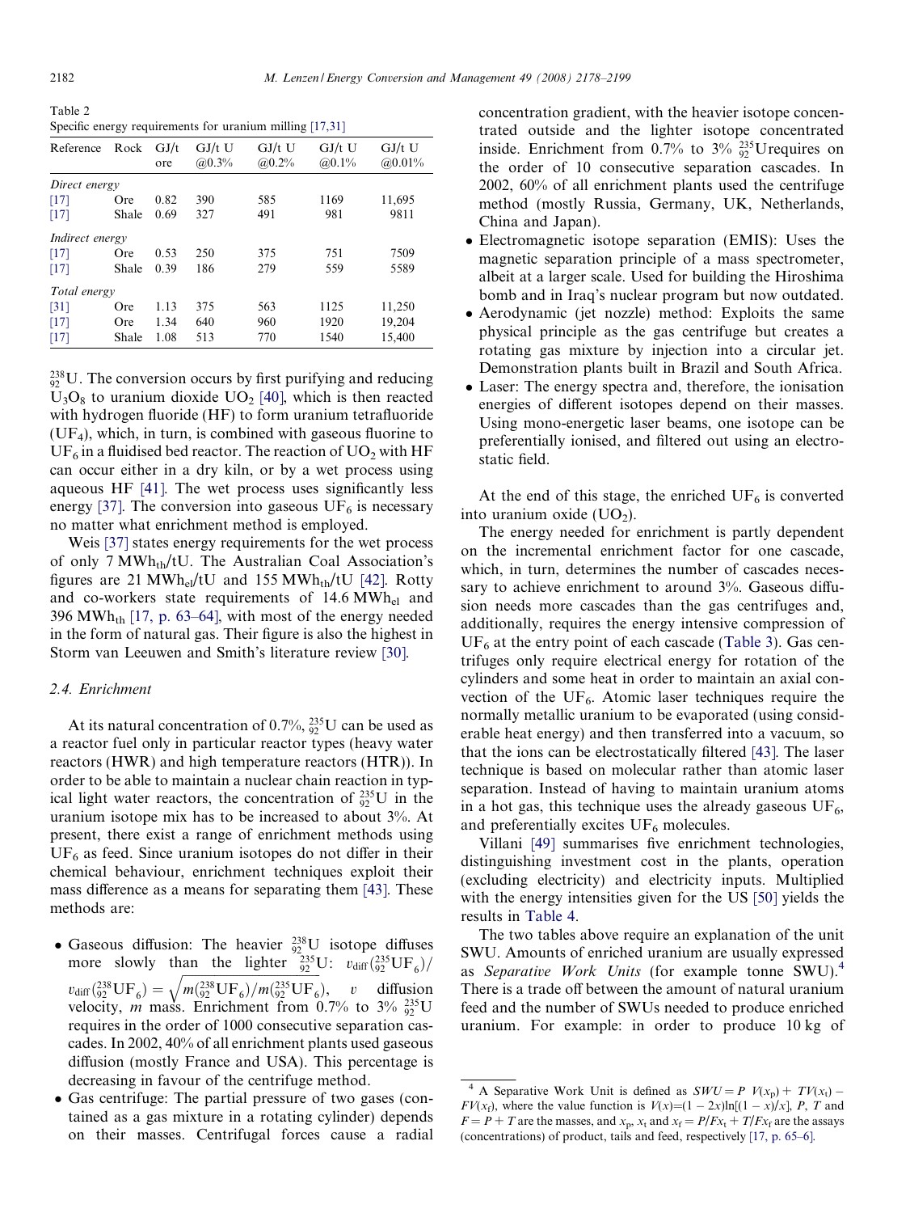Table 2
Specific energy requirements for uranium milling [17,31]

| Reference | Rock | GJ/t ore | GJ/t U @0.3% | GJ/t U @0.2% | GJ/t U @0.1% | GJ/t U @0.01% |
|---|---|---|---|---|---|---|
| *Direct energy* | | | | | | |
| [17] | Ore | 0.82 | 390 | 585 | 1169 | 11,695 |
| [17] | Shale | 0.69 | 327 | 491 | 981 | 9811 |
| *Indirect energy* | | | | | | |
| [17] | Ore | 0.53 | 250 | 375 | 751 | 7509 |
| [17] | Shale | 0.39 | 186 | 279 | 559 | 5589 |
| *Total energy* | | | | | | |
| [31] | Ore | 1.13 | 375 | 563 | 1125 | 11,250 |
| [17] | Ore | 1.34 | 640 | 960 | 1920 | 19,204 |
| [17] | Shale | 1.08 | 513 | 770 | 1540 | 15,400 |

$^{238}_{92}U$. The conversion occurs by first purifying and reducing $U_3O_8$ to uranium dioxide $UO_2$ [40], which is then reacted with hydrogen fluoride (HF) to form uranium tetrafluoride ($UF_4$), which, in turn, is combined with gaseous fluorine to $UF_6$ in a fluidised bed reactor. The reaction of $UO_2$ with HF can occur either in a dry kiln, or by a wet process using aqueous HF [41]. The wet process uses significantly less energy [37]. The conversion into gaseous $UF_6$ is necessary no matter what enrichment method is employed.

Weis [37] states energy requirements for the wet process of only 7 $MWh_{th}$/tU. The Australian Coal Association's figures are 21 $MWh_{el}$/tU and 155 $MWh_{th}$/tU [42]. Rotty and co-workers state requirements of 14.6 $MWh_{el}$ and 396 $MWh_{th}$ [17, p. 63–64], with most of the energy needed in the form of natural gas. Their figure is also the highest in Storm van Leeuwen and Smith's literature review [30].

### 2.4. Enrichment

At its natural concentration of 0.7%, $^{235}_{92}U$ can be used as a reactor fuel only in particular reactor types (heavy water reactors (HWR) and high temperature reactors (HTR)). In order to be able to maintain a nuclear chain reaction in typical light water reactors, the concentration of $^{235}_{92}U$ in the uranium isotope mix has to be increased to about 3%. At present, there exist a range of enrichment methods using $UF_6$ as feed. Since uranium isotopes do not differ in their chemical behaviour, enrichment techniques exploit their mass difference as a means for separating them [43]. These methods are:

- Gaseous diffusion: The heavier $^{238}_{92}U$ isotope diffuses more slowly than the lighter $^{235}_{92}U$: $v_{diff}(^{235}_{92}UF_6)/v_{diff}(^{238}_{92}UF_6) = \sqrt{m(^{238}_{92}UF_6)/m(^{235}_{92}UF_6)}$, $v$ diffusion velocity, $m$ mass. Enrichment from 0.7% to 3% $^{235}_{92}U$ requires in the order of 1000 consecutive separation cascades. In 2002, 40% of all enrichment plants used gaseous diffusion (mostly France and USA). This percentage is decreasing in favour of the centrifuge method.
- Gas centrifuge: The partial pressure of two gases (contained as a gas mixture in a rotating cylinder) depends on their masses. Centrifugal forces cause a radial concentration gradient, with the heavier isotope concentrated outside and the lighter isotope concentrated inside. Enrichment from 0.7% to 3% $^{235}_{92}U$requires on the order of 10 consecutive separation cascades. In 2002, 60% of all enrichment plants used the centrifuge method (mostly Russia, Germany, UK, Netherlands, China and Japan).
- Electromagnetic isotope separation (EMIS): Uses the magnetic separation principle of a mass spectrometer, albeit at a larger scale. Used for building the Hiroshima bomb and in Iraq's nuclear program but now outdated.
- Aerodynamic (jet nozzle) method: Exploits the same physical principle as the gas centrifuge but creates a rotating gas mixture by injection into a circular jet. Demonstration plants built in Brazil and South Africa.
- Laser: The energy spectra and, therefore, the ionisation energies of different isotopes depend on their masses. Using mono-energetic laser beams, one isotope can be preferentially ionised, and filtered out using an electrostatic field.

At the end of this stage, the enriched $UF_6$ is converted into uranium oxide ($UO_2$).

The energy needed for enrichment is partly dependent on the incremental enrichment factor for one cascade, which, in turn, determines the number of cascades necessary to achieve enrichment to around 3%. Gaseous diffusion needs more cascades than the gas centrifuges and, additionally, requires the energy intensive compression of $UF_6$ at the entry point of each cascade (Table 3). Gas centrifuges only require electrical energy for rotation of the cylinders and some heat in order to maintain an axial convection of the $UF_6$. Atomic laser techniques require the normally metallic uranium to be evaporated (using considerable heat energy) and then transferred into a vacuum, so that the ions can be electrostatically filtered [43]. The laser technique is based on molecular rather than atomic laser separation. Instead of having to maintain uranium atoms in a hot gas, this technique uses the already gaseous $UF_6$, and preferentially excites $UF_6$ molecules.

Villani [49] summarises five enrichment technologies, distinguishing investment cost in the plants, operation (excluding electricity) and electricity inputs. Multiplied with the energy intensities given for the US [50] yields the results in Table 4.

The two tables above require an explanation of the unit SWU. Amounts of enriched uranium are usually expressed as *Separative Work Units* (for example tonne SWU).[4] There is a trade off between the amount of natural uranium feed and the number of SWUs needed to produce enriched uranium. For example: in order to produce 10 kg of

[4] A Separative Work Unit is defined as $SWU = P\ V(x_p) + TV(x_t) - FV(x_f)$, where the value function is $V(x)=(1-2x)\ln[(1-x)/x]$, $P$, $T$ and $F = P + T$ are the masses, and $x_p$, $x_t$ and $x_f = P/Fx_t + T/Fx_f$ are the assays (concentrations) of product, tails and feed, respectively [17, p. 65–6].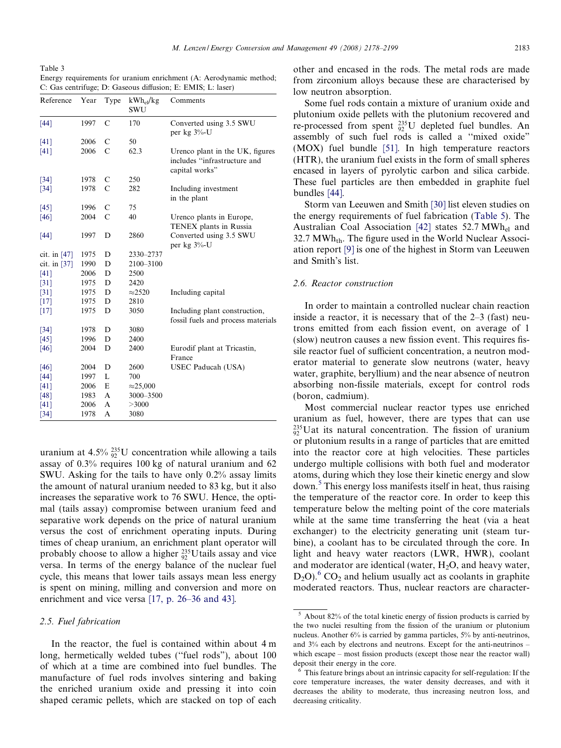Table 3
Energy requirements for uranium enrichment (A: Aerodynamic method; C: Gas centrifuge; D: Gaseous diffusion; E: EMIS; L: laser)

| Reference | Year | Type | $kWh_{el}$/kg SWU | Comments |
|---|---|---|---|---|
| [44] | 1997 | C | 170 | Converted using 3.5 SWU per kg 3%-U |
| [41] | 2006 | C | 50 | |
| [41] | 2006 | C | 62.3 | Urenco plant in the UK, figures includes "infrastructure and capital works" |
| [34] | 1978 | C | 250 | |
| [34] | 1978 | C | 282 | Including investment in the plant |
| [45] | 1996 | C | 75 | |
| [46] | 2004 | C | 40 | Urenco plants in Europe, TENEX plants in Russia |
| [44] | 1997 | D | 2860 | Converted using 3.5 SWU per kg 3%-U |
| cit. in [47] | 1975 | D | 2330–2737 | |
| cit. in [37] | 1990 | D | 2100–3100 | |
| [41] | 2006 | D | 2500 | |
| [31] | 1975 | D | 2420 | |
| [31] | 1975 | D | ≈2520 | Including capital |
| [17] | 1975 | D | 2810 | |
| [17] | 1975 | D | 3050 | Including plant construction, fossil fuels and process materials |
| [34] | 1978 | D | 3080 | |
| [45] | 1996 | D | 2400 | |
| [46] | 2004 | D | 2400 | Eurodif plant at Tricastin, France |
| [46] | 2004 | D | 2600 | USEC Paducah (USA) |
| [44] | 1997 | L | 700 | |
| [41] | 2006 | E | ≈25,000 | |
| [48] | 1983 | A | 3000–3500 | |
| [41] | 2006 | A | >3000 | |
| [34] | 1978 | A | 3080 | |

uranium at 4.5% $^{235}_{92}U$ concentration while allowing a tails assay of 0.3% requires 100 kg of natural uranium and 62 SWU. Asking for the tails to have only 0.2% assay limits the amount of natural uranium needed to 83 kg, but it also increases the separative work to 76 SWU. Hence, the optimal (tails assay) compromise between uranium feed and separative work depends on the price of natural uranium versus the cost of enrichment operating inputs. During times of cheap uranium, an enrichment plant operator will probably choose to allow a higher $^{235}_{92}U$tails assay and vice versa. In terms of the energy balance of the nuclear fuel cycle, this means that lower tails assays mean less energy is spent on mining, milling and conversion and more on enrichment and vice versa [17, p. 26–36 and 43].

### 2.5. Fuel fabrication

In the reactor, the fuel is contained within about 4 m long, hermetically welded tubes ("fuel rods"), about 100 of which at a time are combined into fuel bundles. The manufacture of fuel rods involves sintering and baking the enriched uranium oxide and pressing it into coin shaped ceramic pellets, which are stacked on top of each other and encased in the rods. The metal rods are made from zirconium alloys because these are characterised by low neutron absorption.

Some fuel rods contain a mixture of uranium oxide and plutonium oxide pellets with the plutonium recovered and re-processed from spent $^{235}_{92}U$ depleted fuel bundles. An assembly of such fuel rods is called a "mixed oxide" (MOX) fuel bundle [51]. In high temperature reactors (HTR), the uranium fuel exists in the form of small spheres encased in layers of pyrolytic carbon and silica carbide. These fuel particles are then embedded in graphite fuel bundles [44].

Storm van Leeuwen and Smith [30] list eleven studies on the energy requirements of fuel fabrication (Table 5). The Australian Coal Association [42] states 52.7 $MWh_{el}$ and 32.7 $MWh_{th}$. The figure used in the World Nuclear Association report [9] is one of the highest in Storm van Leeuwen and Smith's list.

### 2.6. Reactor construction

In order to maintain a controlled nuclear chain reaction inside a reactor, it is necessary that of the 2–3 (fast) neutrons emitted from each fission event, on average of 1 (slow) neutron causes a new fission event. This requires fissile reactor fuel of sufficient concentration, a neutron moderator material to generate slow neutrons (water, heavy water, graphite, beryllium) and the near absence of neutron absorbing non-fissile materials, except for control rods (boron, cadmium).

Most commercial nuclear reactor types use enriched uranium as fuel, however, there are types that can use $^{235}_{92}U$at its natural concentration. The fission of uranium or plutonium results in a range of particles that are emitted into the reactor core at high velocities. These particles undergo multiple collisions with both fuel and moderator atoms, during which they lose their kinetic energy and slow down.[5] This energy loss manifests itself in heat, thus raising the temperature of the reactor core. In order to keep this temperature below the melting point of the core materials while at the same time transferring the heat (via a heat exchanger) to the electricity generating unit (steam turbine), a coolant has to be circulated through the core. In light and heavy water reactors (LWR, HWR), coolant and moderator are identical (water, $H_2O$, and heavy water, $D_2O$).[6] $CO_2$ and helium usually act as coolants in graphite moderated reactors. Thus, nuclear reactors are character-

[5] About 82% of the total kinetic energy of fission products is carried by the two nuclei resulting from the fission of the uranium or plutonium nucleus. Another 6% is carried by gamma particles, 5% by anti-neutrinos, and 3% each by electrons and neutrons. Except for the anti-neutrinos – which escape – most fission products (except those near the reactor wall) deposit their energy in the core.

[6] This feature brings about an intrinsic capacity for self-regulation: If the core temperature increases, the water density decreases, and with it decreases the ability to moderate, thus increasing neutron loss, and decreasing criticality.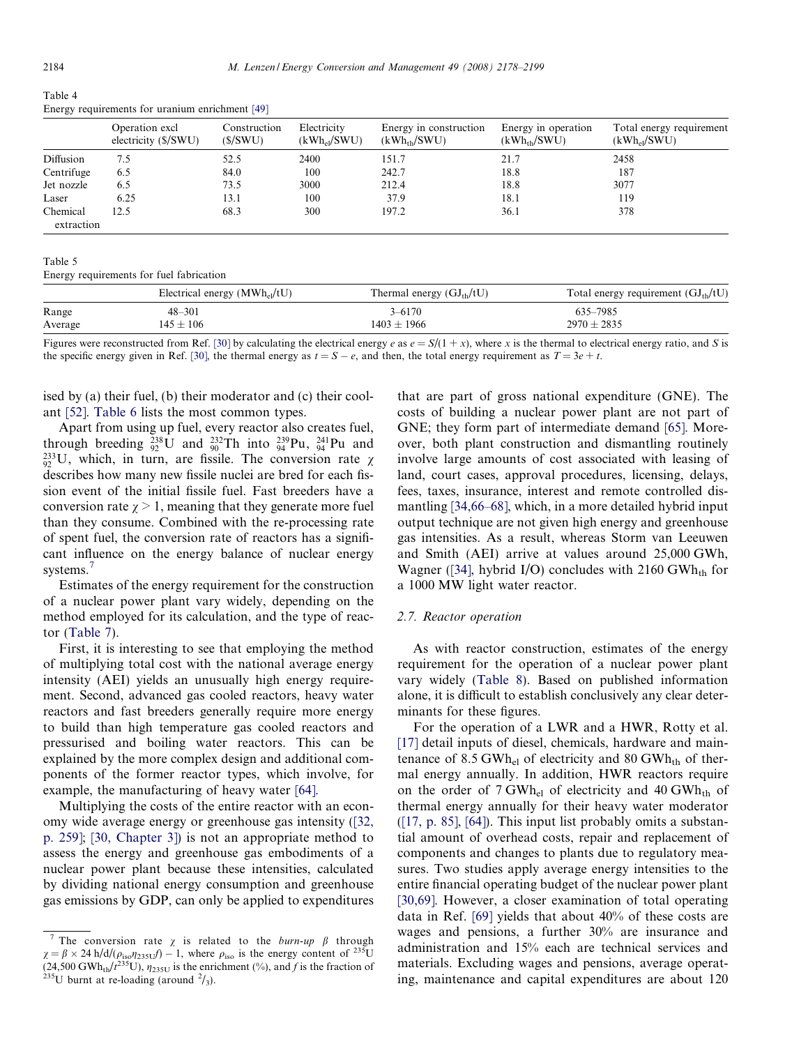Table 4
Energy requirements for uranium enrichment [49]

| | Operation excl electricity ($/SWU) | Construction ($/SWU) | Electricity ($kWh_{el}$/SWU) | Energy in construction ($kWh_{th}$/SWU) | Energy in operation ($kWh_{th}$/SWU) | Total energy requirement ($kWh_{el}$/SWU) |
|---|---|---|---|---|---|---|
| Diffusion | 7.5 | 52.5 | 2400 | 151.7 | 21.7 | 2458 |
| Centrifuge | 6.5 | 84.0 | 100 | 242.7 | 18.8 | 187 |
| Jet nozzle | 6.5 | 73.5 | 3000 | 212.4 | 18.8 | 3077 |
| Laser | 6.25 | 13.1 | 100 | 37.9 | 18.1 | 119 |
| Chemical extraction | 12.5 | 68.3 | 300 | 197.2 | 36.1 | 378 |

Table 5
Energy requirements for fuel fabrication

| | Electrical energy ($MWh_{el}$/tU) | Thermal energy ($GJ_{th}$/tU) | Total energy requirement ($GJ_{th}$/tU) |
|---|---|---|---|
| Range | 48–301 | 3–6170 | 635–7985 |
| Average | 145 ± 106 | 1403 ± 1966 | 2970 ± 2835 |

Figures were reconstructed from Ref. [30] by calculating the electrical energy $e$ as $e = S/(1 + x)$, where $x$ is the thermal to electrical energy ratio, and $S$ is the specific energy given in Ref. [30], the thermal energy as $t = S - e$, and then, the total energy requirement as $T = 3e + t$.

ised by (a) their fuel, (b) their moderator and (c) their coolant [52]. Table 6 lists the most common types.

Apart from using up fuel, every reactor also creates fuel, through breeding $^{238}_{92}U$ and $^{232}_{90}Th$ into $^{239}_{94}Pu$, $^{241}_{94}Pu$ and $^{233}_{92}U$, which, in turn, are fissile. The conversion rate $\chi$ describes how many new fissile nuclei are bred for each fission event of the initial fissile fuel. Fast breeders have a conversion rate $\chi > 1$, meaning that they generate more fuel than they consume. Combined with the re-processing rate of spent fuel, the conversion rate of reactors has a significant influence on the energy balance of nuclear energy systems.[7]

Estimates of the energy requirement for the construction of a nuclear power plant vary widely, depending on the method employed for its calculation, and the type of reactor (Table 7).

First, it is interesting to see that employing the method of multiplying total cost with the national average energy intensity (AEI) yields an unusually high energy requirement. Second, advanced gas cooled reactors, heavy water reactors and fast breeders generally require more energy to build than high temperature gas cooled reactors and pressurised and boiling water reactors. This can be explained by the more complex design and additional components of the former reactor types, which involve, for example, the manufacturing of heavy water [64].

Multiplying the costs of the entire reactor with an economy wide average energy or greenhouse gas intensity ([32, p. 259]; [30, Chapter 3]) is not an appropriate method to assess the energy and greenhouse gas embodiments of a nuclear power plant because these intensities, calculated by dividing national energy consumption and greenhouse gas emissions by GDP, can only be applied to expenditures that are part of gross national expenditure (GNE). The costs of building a nuclear power plant are not part of GNE; they form part of intermediate demand [65]. Moreover, both plant construction and dismantling routinely involve large amounts of cost associated with leasing of land, court cases, approval procedures, licensing, delays, fees, taxes, insurance, interest and remote controlled dismantling [34,66–68], which, in a more detailed hybrid input output technique are not given high energy and greenhouse gas intensities. As a result, whereas Storm van Leeuwen and Smith (AEI) arrive at values around 25,000 GWh, Wagner ([34], hybrid I/O) concludes with 2160 $GWh_{th}$ for a 1000 MW light water reactor.

## 2.7. Reactor operation

As with reactor construction, estimates of the energy requirement for the operation of a nuclear power plant vary widely (Table 8). Based on published information alone, it is difficult to establish conclusively any clear determinants for these figures.

For the operation of a LWR and a HWR, Rotty et al. [17] detail inputs of diesel, chemicals, hardware and maintenance of 8.5 $GWh_{el}$ of electricity and 80 $GWh_{th}$ of thermal energy annually. In addition, HWR reactors require on the order of 7 $GWh_{el}$ of electricity and 40 $GWh_{th}$ of thermal energy annually for their heavy water moderator ([17, p. 85], [64]). This input list probably omits a substantial amount of overhead costs, repair and replacement of components and changes to plants due to regulatory measures. Two studies apply average energy intensities to the entire financial operating budget of the nuclear power plant [30,69]. However, a closer examination of total operating data in Ref. [69] yields that about 40% of these costs are wages and pensions, a further 30% are insurance and administration and 15% each are technical services and materials. Excluding wages and pensions, average operating, maintenance and capital expenditures are about 120

[7] The conversion rate $\chi$ is related to the *burn-up* $\beta$ through $\chi = \beta \times 24\ \text{h/d}/(\rho_{iso}\eta_{235U}f) - 1$, where $\rho_{iso}$ is the energy content of $^{235}U$ (24,500 $GWh_{th}/t^{235}U$), $\eta_{235U}$ is the enrichment (%), and $f$ is the fraction of $^{235}U$ burnt at re-loading (around $^2/_3$).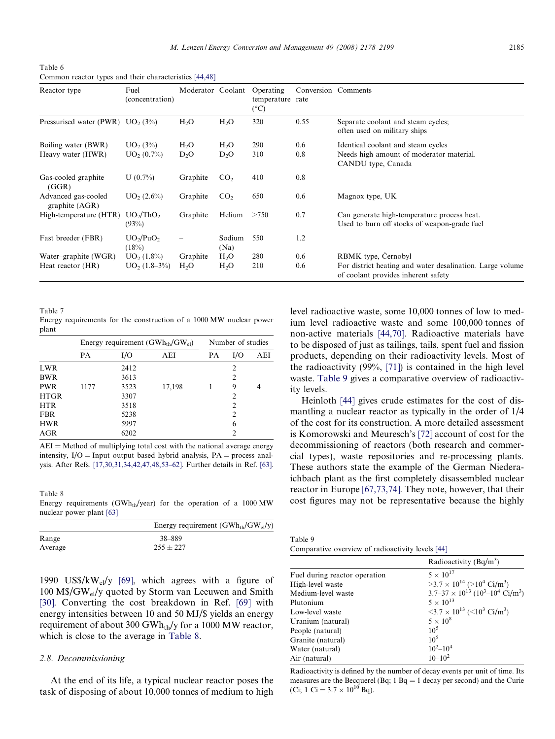Table 6
Common reactor types and their characteristics [44,48]

| Reactor type | Fuel (concentration) | Moderator | Coolant | Operating temperature (°C) | Conversion rate | Comments |
|---|---|---|---|---|---|---|
| Pressurised water (PWR) | $UO_2$ (3%) | $H_2O$ | $H_2O$ | 320 | 0.55 | Separate coolant and steam cycles; often used on military ships |
| Boiling water (BWR) | $UO_2$ (3%) | $H_2O$ | $H_2O$ | 290 | 0.6 | Identical coolant and steam cycles |
| Heavy water (HWR) | $UO_2$ (0.7%) | $D_2O$ | $D_2O$ | 310 | 0.8 | Needs high amount of moderator material. CANDU type, Canada |
| Gas-cooled graphite (GGR) | U (0.7%) | Graphite | $CO_2$ | 410 | 0.8 | |
| Advanced gas-cooled graphite (AGR) | $UO_2$ (2.6%) | Graphite | $CO_2$ | 650 | 0.6 | Magnox type, UK |
| High-temperature (HTR) | $UO_2/ThO_2$ (93%) | Graphite | Helium | >750 | 0.7 | Can generate high-temperature process heat. Used to burn off stocks of weapon-grade fuel |
| Fast breeder (FBR) | $UO_2/PuO_2$ (18%) | – | Sodium (Na) | 550 | 1.2 | |
| Water–graphite (WGR) | $UO_2$ (1.8%) | Graphite | $H_2O$ | 280 | 0.6 | RBMK type, Černobyl |
| Heat reactor (HR) | $UO_2$ (1.8–3%) | $H_2O$ | $H_2O$ | 210 | 0.6 | For district heating and water desalination. Large volume of coolant provides inherent safety |

Table 7
Energy requirements for the construction of a 1000 MW nuclear power plant

| | Energy requirement ($GWh_{th}/GW_{el}$) | | | Number of studies | | |
|---|---|---|---|---|---|---|
| | PA | I/O | AEI | PA | I/O | AEI |
| LWR | | 2412 | | | 2 | |
| BWR | | 3613 | | | 2 | |
| PWR | 1177 | 3523 | 17,198 | 1 | 9 | 4 |
| HTGR | | 3307 | | | 2 | |
| HTR | | 3518 | | | 2 | |
| FBR | | 5238 | | | 2 | |
| HWR | | 5997 | | | 6 | |
| AGR | | 6202 | | | 2 | |

AEI = Method of multiplying total cost with the national average energy intensity, I/O = Input output based hybrid analysis, PA = process analysis. After Refs. [17,30,31,34,42,47,48,53–62]. Further details in Ref. [63].

Table 8
Energy requirements ($GWh_{th}$/year) for the operation of a 1000 MW nuclear power plant [63]

| | Energy requirement ($GWh_{th}/GW_{el}/y$) |
|---|---|
| Range | 38–889 |
| Average | 255 ± 227 |

1990 US$/$kW_{el}$/y [69], which agrees with a figure of 100 M$/$GW_{el}$/y quoted by Storm van Leeuwen and Smith [30]. Converting the cost breakdown in Ref. [69] with energy intensities between 10 and 50 MJ/$ yields an energy requirement of about 300 $GWh_{th}$/y for a 1000 MW reactor, which is close to the average in Table 8.

### 2.8. Decommissioning

At the end of its life, a typical nuclear reactor poses the task of disposing of about 10,000 tonnes of medium to high level radioactive waste, some 10,000 tonnes of low to medium level radioactive waste and some 100,000 tonnes of non-active materials [44,70]. Radioactive materials have to be disposed of just as tailings, tails, spent fuel and fission products, depending on their radioactivity levels. Most of the radioactivity (99%, [71]) is contained in the high level waste. Table 9 gives a comparative overview of radioactivity levels.

Heinloth [44] gives crude estimates for the cost of dismantling a nuclear reactor as typically in the order of 1/4 of the cost for its construction. A more detailed assessment is Komorowski and Meuresch's [72] account of cost for the decommissioning of reactors (both research and commercial types), waste repositories and re-processing plants. These authors state the example of the German Niederaichbach plant as the first completely disassembled nuclear reactor in Europe [67,73,74]. They note, however, that their cost figures may not be representative because the highly

Table 9
Comparative overview of radioactivity levels [44]

| | Radioactivity ($Bq/m^3$) |
|---|---|
| Fuel during reactor operation | $5 \times 10^{17}$ |
| High-level waste | $>3.7 \times 10^{14}$ ($>10^4$ $Ci/m^3$) |
| Medium-level waste | $3.7–37 \times 10^{13}$ ($10^3–10^4$ $Ci/m^3$) |
| Plutonium | $5 \times 10^{13}$ |
| Low-level waste | $<3.7 \times 10^{13}$ ($<10^3$ $Ci/m^3$) |
| Uranium (natural) | $5 \times 10^8$ |
| People (natural) | $10^5$ |
| Granite (natural) | $10^5$ |
| Water (natural) | $10^2–10^4$ |
| Air (natural) | $10–10^2$ |

Radioactivity is defined by the number of decay events per unit of time. Its measures are the Becquerel (Bq; 1 Bq = 1 decay per second) and the Curie (Ci; 1 Ci = $3.7 \times 10^{10}$ Bq).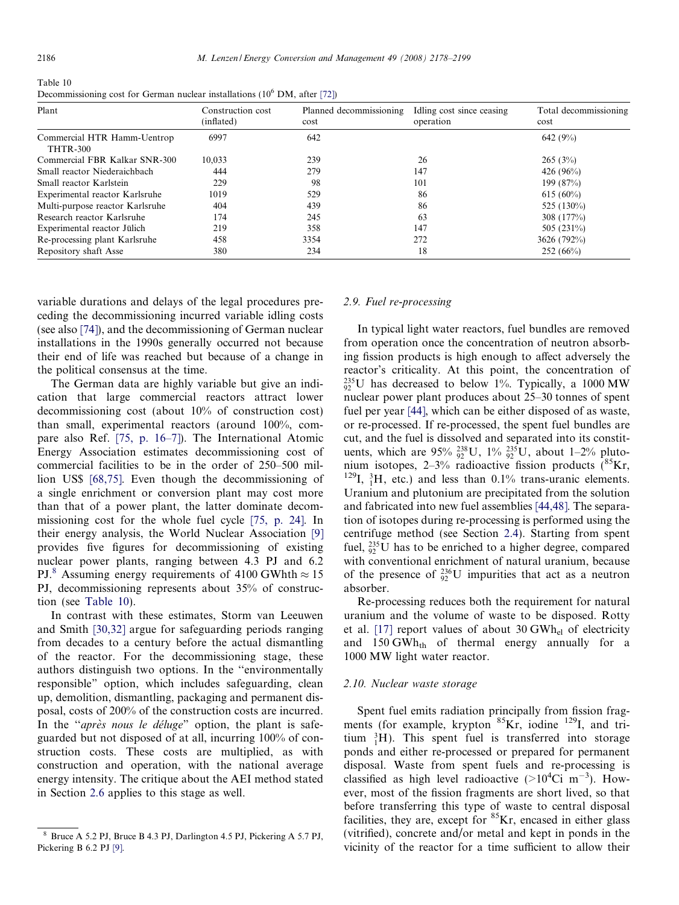Table 10
Decommissioning cost for German nuclear installations ($10^6$ DM, after [72])

| Plant | Construction cost (inflated) | Planned decommissioning cost | Idling cost since ceasing operation | Total decommissioning cost |
|---|---|---|---|---|
| Commercial HTR Hamm-Uentrop THTR-300 | 6997 | 642 | | 642 (9%) |
| Commercial FBR Kalkar SNR-300 | 10,033 | 239 | 26 | 265 (3%) |
| Small reactor Niederaichbach | 444 | 279 | 147 | 426 (96%) |
| Small reactor Karlstein | 229 | 98 | 101 | 199 (87%) |
| Experimental reactor Karlsruhe | 1019 | 529 | 86 | 615 (60%) |
| Multi-purpose reactor Karlsruhe | 404 | 439 | 86 | 525 (130%) |
| Research reactor Karlsruhe | 174 | 245 | 63 | 308 (177%) |
| Experimental reactor Jülich | 219 | 358 | 147 | 505 (231%) |
| Re-processing plant Karlsruhe | 458 | 3354 | 272 | 3626 (792%) |
| Repository shaft Asse | 380 | 234 | 18 | 252 (66%) |

variable durations and delays of the legal procedures preceding the decommissioning incurred variable idling costs (see also [74]), and the decommissioning of German nuclear installations in the 1990s generally occurred not because their end of life was reached but because of a change in the political consensus at the time.

The German data are highly variable but give an indication that large commercial reactors attract lower decommissioning cost (about 10% of construction cost) than small, experimental reactors (around 100%, compare also Ref. [75, p. 16–7]). The International Atomic Energy Association estimates decommissioning cost of commercial facilities to be in the order of 250–500 million US$ [68,75]. Even though the decommissioning of a single enrichment or conversion plant may cost more than that of a power plant, the latter dominate decommissioning cost for the whole fuel cycle [75, p. 24]. In their energy analysis, the World Nuclear Association [9] provides five figures for decommissioning of existing nuclear power plants, ranging between 4.3 PJ and 6.2 PJ.[8] Assuming energy requirements of 4100 GWhth ≈ 15 PJ, decommissioning represents about 35% of construction (see Table 10).

In contrast with these estimates, Storm van Leeuwen and Smith [30,32] argue for safeguarding periods ranging from decades to a century before the actual dismantling of the reactor. For the decommissioning stage, these authors distinguish two options. In the "environmentally responsible" option, which includes safeguarding, clean up, demolition, dismantling, packaging and permanent disposal, costs of 200% of the construction costs are incurred. In the "*après nous le déluge*" option, the plant is safeguarded but not disposed of at all, incurring 100% of construction costs. These costs are multiplied, as with construction and operation, with the national average energy intensity. The critique about the AEI method stated in Section 2.6 applies to this stage as well.

### 2.9. Fuel re-processing

In typical light water reactors, fuel bundles are removed from operation once the concentration of neutron absorbing fission products is high enough to affect adversely the reactor's criticality. At this point, the concentration of $^{235}_{92}U$ has decreased to below 1%. Typically, a 1000 MW nuclear power plant produces about 25–30 tonnes of spent fuel per year [44], which can be either disposed of as waste, or re-processed. If re-processed, the spent fuel bundles are cut, and the fuel is dissolved and separated into its constituents, which are 95% $^{238}_{92}U$, 1% $^{235}_{92}U$, about 1–2% plutonium isotopes, 2–3% radioactive fission products ($^{85}Kr$, $^{129}I$, $^{3}_{1}H$, etc.) and less than 0.1% trans-uranic elements. Uranium and plutonium are precipitated from the solution and fabricated into new fuel assemblies [44,48]. The separation of isotopes during re-processing is performed using the centrifuge method (see Section 2.4). Starting from spent fuel, $^{235}_{92}U$ has to be enriched to a higher degree, compared with conventional enrichment of natural uranium, because of the presence of $^{236}_{92}U$ impurities that act as a neutron absorber.

Re-processing reduces both the requirement for natural uranium and the volume of waste to be disposed. Rotty et al. [17] report values of about 30 $GWh_{el}$ of electricity and 150 $GWh_{th}$ of thermal energy annually for a 1000 MW light water reactor.

### 2.10. Nuclear waste storage

Spent fuel emits radiation principally from fission fragments (for example, krypton $^{85}Kr$, iodine $^{129}I$, and tritium $^{3}_{1}H$). This spent fuel is transferred into storage ponds and either re-processed or prepared for permanent disposal. Waste from spent fuels and re-processing is classified as high level radioactive ($>10^4$Ci $m^{-3}$). However, most of the fission fragments are short lived, so that before transferring this type of waste to central disposal facilities, they are, except for $^{85}Kr$, encased in either glass (vitrified), concrete and/or metal and kept in ponds in the vicinity of the reactor for a time sufficient to allow their

[8] Bruce A 5.2 PJ, Bruce B 4.3 PJ, Darlington 4.5 PJ, Pickering A 5.7 PJ, Pickering B 6.2 PJ [9].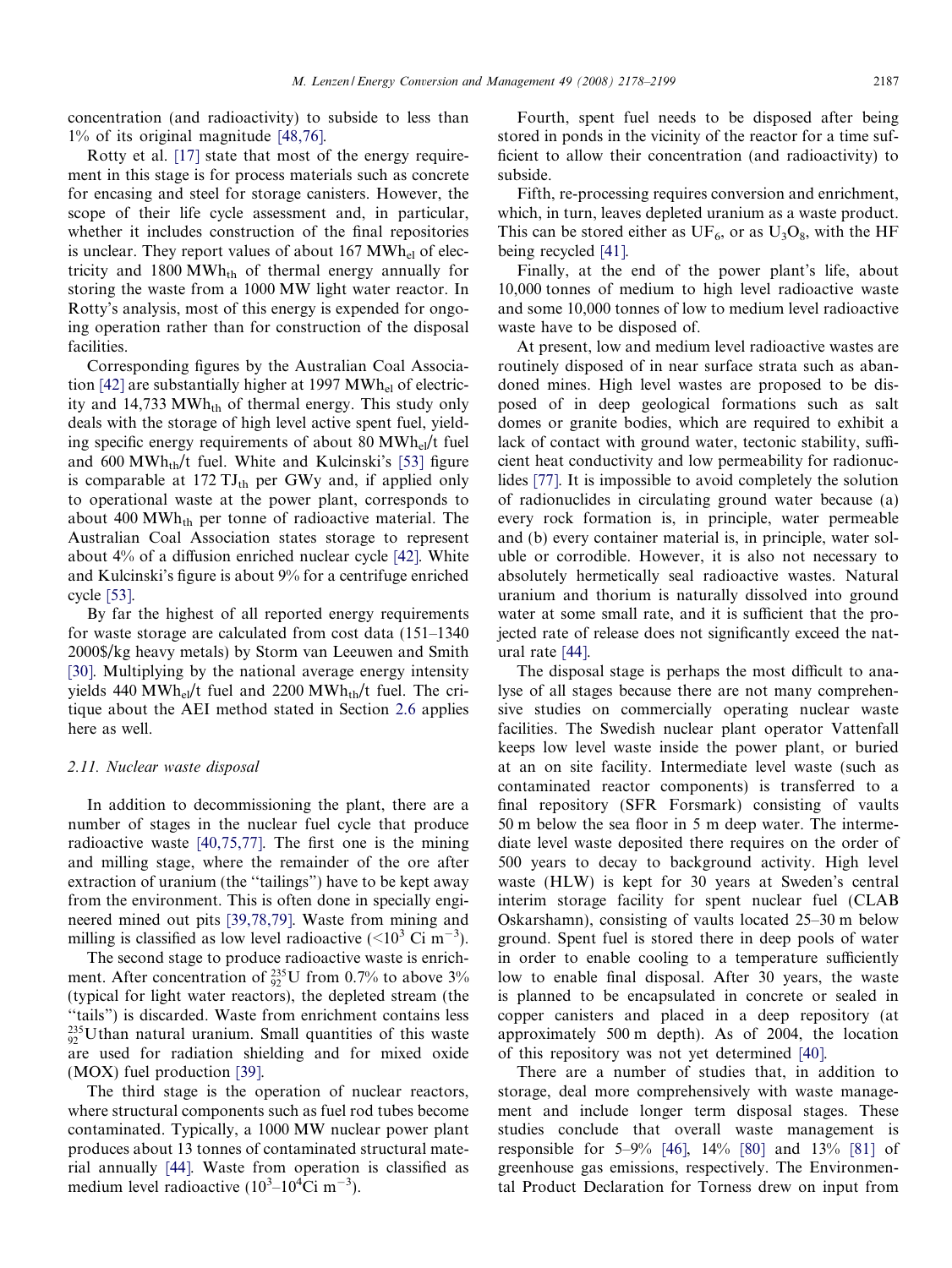concentration (and radioactivity) to subside to less than 1% of its original magnitude [48,76].

Rotty et al. [17] state that most of the energy requirement in this stage is for process materials such as concrete for encasing and steel for storage canisters. However, the scope of their life cycle assessment and, in particular, whether it includes construction of the final repositories is unclear. They report values of about 167 $MWh_{el}$ of electricity and 1800 $MWh_{th}$ of thermal energy annually for storing the waste from a 1000 MW light water reactor. In Rotty's analysis, most of this energy is expended for ongoing operation rather than for construction of the disposal facilities.

Corresponding figures by the Australian Coal Association [42] are substantially higher at 1997 $MWh_{el}$ of electricity and 14,733 $MWh_{th}$ of thermal energy. This study only deals with the storage of high level active spent fuel, yielding specific energy requirements of about 80 $MWh_{el}$/t fuel and 600 $MWh_{th}$/t fuel. White and Kulcinski's [53] figure is comparable at 172 $TJ_{th}$ per GWy and, if applied only to operational waste at the power plant, corresponds to about 400 $MWh_{th}$ per tonne of radioactive material. The Australian Coal Association states storage to represent about 4% of a diffusion enriched nuclear cycle [42]. White and Kulcinski's figure is about 9% for a centrifuge enriched cycle [53].

By far the highest of all reported energy requirements for waste storage are calculated from cost data (151–1340 2000$/kg heavy metals) by Storm van Leeuwen and Smith [30]. Multiplying by the national average energy intensity yields 440 $MWh_{el}$/t fuel and 2200 $MWh_{th}$/t fuel. The critique about the AEI method stated in Section 2.6 applies here as well.

### 2.11. Nuclear waste disposal

In addition to decommissioning the plant, there are a number of stages in the nuclear fuel cycle that produce radioactive waste [40,75,77]. The first one is the mining and milling stage, where the remainder of the ore after extraction of uranium (the ''tailings'') have to be kept away from the environment. This is often done in specially engineered mined out pits [39,78,79]. Waste from mining and milling is classified as low level radioactive ($<10^3$ Ci $m^{-3}$).

The second stage to produce radioactive waste is enrichment. After concentration of $^{235}_{92}U$ from 0.7% to above 3% (typical for light water reactors), the depleted stream (the ''tails'') is discarded. Waste from enrichment contains less $^{235}_{92}U$ than natural uranium. Small quantities of this waste are used for radiation shielding and for mixed oxide (MOX) fuel production [39].

The third stage is the operation of nuclear reactors, where structural components such as fuel rod tubes become contaminated. Typically, a 1000 MW nuclear power plant produces about 13 tonnes of contaminated structural material annually [44]. Waste from operation is classified as medium level radioactive ($10^3$–$10^4$ Ci $m^{-3}$).

Fourth, spent fuel needs to be disposed after being stored in ponds in the vicinity of the reactor for a time sufficient to allow their concentration (and radioactivity) to subside.

Fifth, re-processing requires conversion and enrichment, which, in turn, leaves depleted uranium as a waste product. This can be stored either as $UF_6$, or as $U_3O_8$, with the HF being recycled [41].

Finally, at the end of the power plant's life, about 10,000 tonnes of medium to high level radioactive waste and some 10,000 tonnes of low to medium level radioactive waste have to be disposed of.

At present, low and medium level radioactive wastes are routinely disposed of in near surface strata such as abandoned mines. High level wastes are proposed to be disposed of in deep geological formations such as salt domes or granite bodies, which are required to exhibit a lack of contact with ground water, tectonic stability, sufficient heat conductivity and low permeability for radionuclides [77]. It is impossible to avoid completely the solution of radionuclides in circulating ground water because (a) every rock formation is, in principle, water permeable and (b) every container material is, in principle, water soluble or corrodible. However, it is also not necessary to absolutely hermetically seal radioactive wastes. Natural uranium and thorium is naturally dissolved into ground water at some small rate, and it is sufficient that the projected rate of release does not significantly exceed the natural rate [44].

The disposal stage is perhaps the most difficult to analyse of all stages because there are not many comprehensive studies on commercially operating nuclear waste facilities. The Swedish nuclear plant operator Vattenfall keeps low level waste inside the power plant, or buried at an on site facility. Intermediate level waste (such as contaminated reactor components) is transferred to a final repository (SFR Forsmark) consisting of vaults 50 m below the sea floor in 5 m deep water. The intermediate level waste deposited there requires on the order of 500 years to decay to background activity. High level waste (HLW) is kept for 30 years at Sweden's central interim storage facility for spent nuclear fuel (CLAB Oskarshamn), consisting of vaults located 25–30 m below ground. Spent fuel is stored there in deep pools of water in order to enable cooling to a temperature sufficiently low to enable final disposal. After 30 years, the waste is planned to be encapsulated in concrete or sealed in copper canisters and placed in a deep repository (at approximately 500 m depth). As of 2004, the location of this repository was not yet determined [40].

There are a number of studies that, in addition to storage, deal more comprehensively with waste management and include longer term disposal stages. These studies conclude that overall waste management is responsible for 5–9% [46], 14% [80] and 13% [81] of greenhouse gas emissions, respectively. The Environmental Product Declaration for Torness drew on input from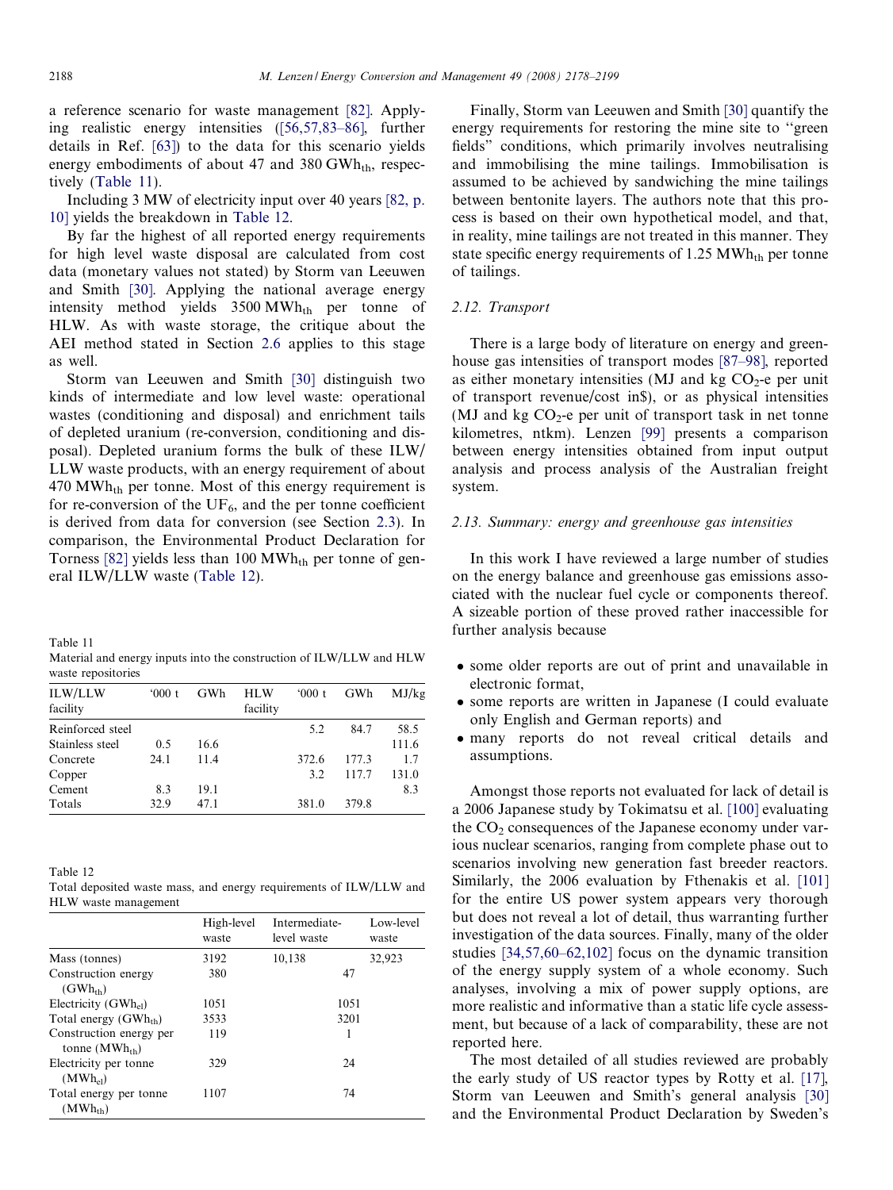a reference scenario for waste management [82]. Applying realistic energy intensities ([56,57,83–86], further details in Ref. [63]) to the data for this scenario yields energy embodiments of about 47 and 380 $GWh_{th}$, respectively (Table 11).

Including 3 MW of electricity input over 40 years [82, p. 10] yields the breakdown in Table 12.

By far the highest of all reported energy requirements for high level waste disposal are calculated from cost data (monetary values not stated) by Storm van Leeuwen and Smith [30]. Applying the national average energy intensity method yields 3500 $MWh_{th}$ per tonne of HLW. As with waste storage, the critique about the AEI method stated in Section 2.6 applies to this stage as well.

Storm van Leeuwen and Smith [30] distinguish two kinds of intermediate and low level waste: operational wastes (conditioning and disposal) and enrichment tails of depleted uranium (re-conversion, conditioning and disposal). Depleted uranium forms the bulk of these ILW/LLW waste products, with an energy requirement of about 470 $MWh_{th}$ per tonne. Most of this energy requirement is for re-conversion of the $UF_6$, and the per tonne coefficient is derived from data for conversion (see Section 2.3). In comparison, the Environmental Product Declaration for Torness [82] yields less than 100 $MWh_{th}$ per tonne of general ILW/LLW waste (Table 12).

Table 11
Material and energy inputs into the construction of ILW/LLW and HLW waste repositories

| ILW/LLW facility | '000 t | GWh | HLW facility | '000 t | GWh | MJ/kg |
|---|---|---|---|---|---|---|
| Reinforced steel | | | | 5.2 | 84.7 | 58.5 |
| Stainless steel | 0.5 | 16.6 | | | | 111.6 |
| Concrete | 24.1 | 11.4 | | 372.6 | 177.3 | 1.7 |
| Copper | | | | 3.2 | 117.7 | 131.0 |
| Cement | 8.3 | 19.1 | | | | 8.3 |
| Totals | 32.9 | 47.1 | | 381.0 | 379.8 | |

Table 12
Total deposited waste mass, and energy requirements of ILW/LLW and HLW waste management

| | High-level waste | Intermediate-level waste | Low-level waste |
|---|---|---|---|
| Mass (tonnes) | 3192 | 10,138 | 32,923 |
| Construction energy ($GWh_{th}$) | 380 | 47 | |
| Electricity ($GWh_{el}$) | 1051 | 1051 | |
| Total energy ($GWh_{th}$) | 3533 | 3201 | |
| Construction energy per tonne ($MWh_{th}$) | 119 | 1 | |
| Electricity per tonne ($MWh_{el}$) | 329 | 24 | |
| Total energy per tonne ($MWh_{th}$) | 1107 | 74 | |

Finally, Storm van Leeuwen and Smith [30] quantify the energy requirements for restoring the mine site to "green fields" conditions, which primarily involves neutralising and immobilising the mine tailings. Immobilisation is assumed to be achieved by sandwiching the mine tailings between bentonite layers. The authors note that this process is based on their own hypothetical model, and that, in reality, mine tailings are not treated in this manner. They state specific energy requirements of 1.25 $MWh_{th}$ per tonne of tailings.

### 2.12. Transport

There is a large body of literature on energy and greenhouse gas intensities of transport modes [87–98], reported as either monetary intensities (MJ and kg $CO_2$-e per unit of transport revenue/cost in$), or as physical intensities (MJ and kg $CO_2$-e per unit of transport task in net tonne kilometres, ntkm). Lenzen [99] presents a comparison between energy intensities obtained from input output analysis and process analysis of the Australian freight system.

### 2.13. Summary: energy and greenhouse gas intensities

In this work I have reviewed a large number of studies on the energy balance and greenhouse gas emissions associated with the nuclear fuel cycle or components thereof. A sizeable portion of these proved rather inaccessible for further analysis because

- some older reports are out of print and unavailable in electronic format,
- some reports are written in Japanese (I could evaluate only English and German reports) and
- many reports do not reveal critical details and assumptions.

Amongst those reports not evaluated for lack of detail is a 2006 Japanese study by Tokimatsu et al. [100] evaluating the $CO_2$ consequences of the Japanese economy under various nuclear scenarios, ranging from complete phase out to scenarios involving new generation fast breeder reactors. Similarly, the 2006 evaluation by Fthenakis et al. [101] for the entire US power system appears very thorough but does not reveal a lot of detail, thus warranting further investigation of the data sources. Finally, many of the older studies [34,57,60–62,102] focus on the dynamic transition of the energy supply system of a whole economy. Such analyses, involving a mix of power supply options, are more realistic and informative than a static life cycle assessment, but because of a lack of comparability, these are not reported here.

The most detailed of all studies reviewed are probably the early study of US reactor types by Rotty et al. [17], Storm van Leeuwen and Smith's general analysis [30] and the Environmental Product Declaration by Sweden's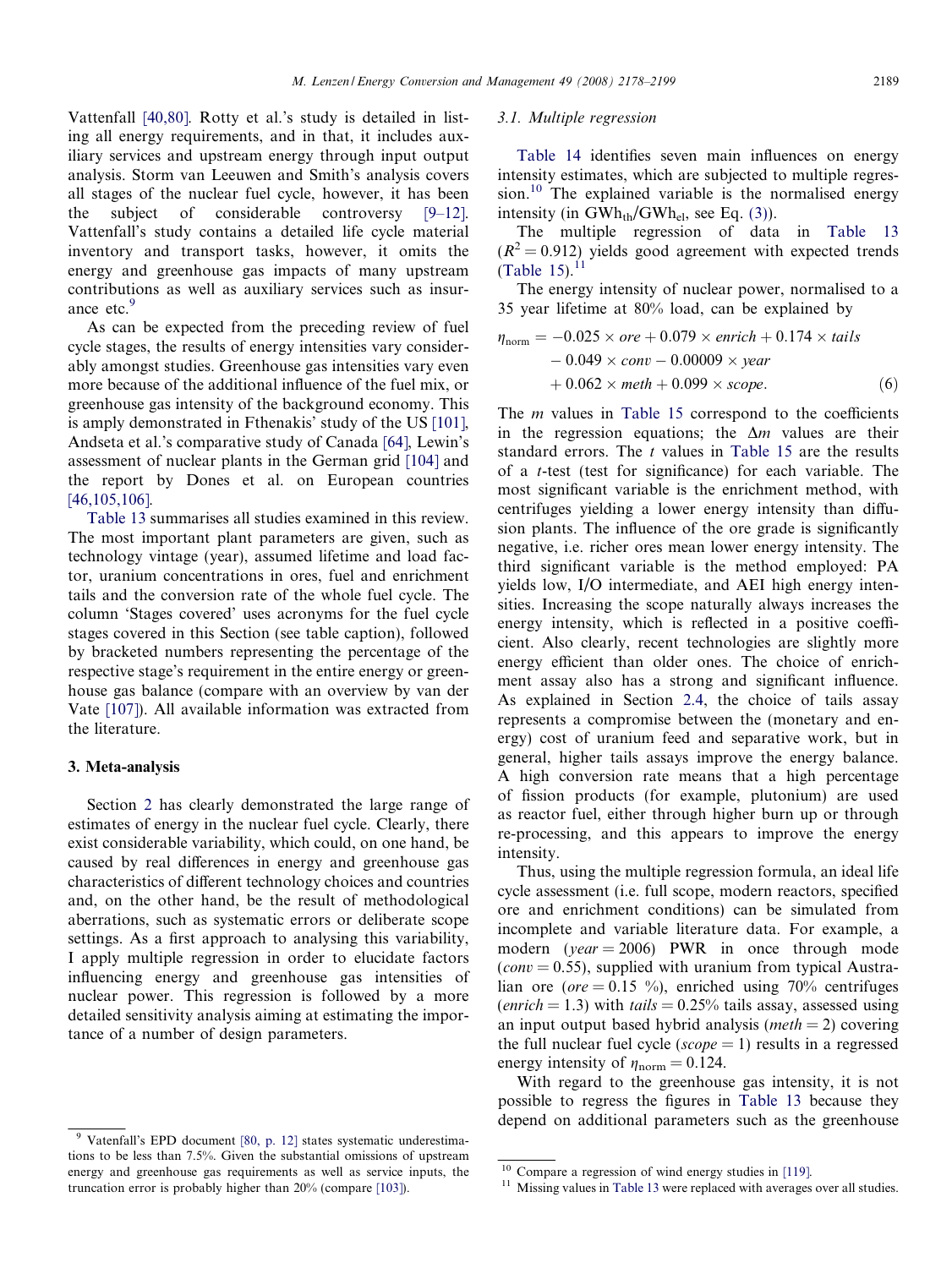Vattenfall [40,80]. Rotty et al.'s study is detailed in listing all energy requirements, and in that, it includes auxiliary services and upstream energy through input output analysis. Storm van Leeuwen and Smith's analysis covers all stages of the nuclear fuel cycle, however, it has been the subject of considerable controversy [9–12]. Vattenfall's study contains a detailed life cycle material inventory and transport tasks, however, it omits the energy and greenhouse gas impacts of many upstream contributions as well as auxiliary services such as insurance etc.[9]

As can be expected from the preceding review of fuel cycle stages, the results of energy intensities vary considerably amongst studies. Greenhouse gas intensities vary even more because of the additional influence of the fuel mix, or greenhouse gas intensity of the background economy. This is amply demonstrated in Fthenakis' study of the US [101], Andseta et al.'s comparative study of Canada [64], Lewin's assessment of nuclear plants in the German grid [104] and the report by Dones et al. on European countries [46,105,106].

Table 13 summarises all studies examined in this review. The most important plant parameters are given, such as technology vintage (year), assumed lifetime and load factor, uranium concentrations in ores, fuel and enrichment tails and the conversion rate of the whole fuel cycle. The column 'Stages covered' uses acronyms for the fuel cycle stages covered in this Section (see table caption), followed by bracketed numbers representing the percentage of the respective stage's requirement in the entire energy or greenhouse gas balance (compare with an overview by van der Vate [107]). All available information was extracted from the literature.

## 3. Meta-analysis

Section 2 has clearly demonstrated the large range of estimates of energy in the nuclear fuel cycle. Clearly, there exist considerable variability, which could, on one hand, be caused by real differences in energy and greenhouse gas characteristics of different technology choices and countries and, on the other hand, be the result of methodological aberrations, such as systematic errors or deliberate scope settings. As a first approach to analysing this variability, I apply multiple regression in order to elucidate factors influencing energy and greenhouse gas intensities of nuclear power. This regression is followed by a more detailed sensitivity analysis aiming at estimating the importance of a number of design parameters.

### 3.1. Multiple regression

Table 14 identifies seven main influences on energy intensity estimates, which are subjected to multiple regression.[10] The explained variable is the normalised energy intensity (in $GWh_{th}/GWh_{el}$, see Eq. (3)).

The multiple regression of data in Table 13 ($R^2 = 0.912$) yields good agreement with expected trends (Table 15).[11]

The energy intensity of nuclear power, normalised to a 35 year lifetime at 80% load, can be explained by

$$\begin{aligned}\eta_{\text{norm}} = & -0.025 \times ore + 0.079 \times enrich + 0.174 \times tails \\ & - 0.049 \times conv - 0.00009 \times year \\ & + 0.062 \times meth + 0.099 \times scope. \end{aligned} \tag{6}$$

The $m$ values in Table 15 correspond to the coefficients in the regression equations; the $\Delta m$ values are their standard errors. The $t$ values in Table 15 are the results of a $t$-test (test for significance) for each variable. The most significant variable is the enrichment method, with centrifuges yielding a lower energy intensity than diffusion plants. The influence of the ore grade is significantly negative, i.e. richer ores mean lower energy intensity. The third significant variable is the method employed: PA yields low, I/O intermediate, and AEI high energy intensities. Increasing the scope naturally always increases the energy intensity, which is reflected in a positive coefficient. Also clearly, recent technologies are slightly more energy efficient than older ones. The choice of enrichment assay also has a strong and significant influence. As explained in Section 2.4, the choice of tails assay represents a compromise between the (monetary and energy) cost of uranium feed and separative work, but in general, higher tails assays improve the energy balance. A high conversion rate means that a high percentage of fission products (for example, plutonium) are used as reactor fuel, either through higher burn up or through re-processing, and this appears to improve the energy intensity.

Thus, using the multiple regression formula, an ideal life cycle assessment (i.e. full scope, modern reactors, specified ore and enrichment conditions) can be simulated from incomplete and variable literature data. For example, a modern ($year = 2006$) PWR in once through mode ($conv = 0.55$), supplied with uranium from typical Australian ore ($ore = 0.15$ %), enriched using 70% centrifuges ($enrich = 1.3$) with $tails = 0.25$% tails assay, assessed using an input output based hybrid analysis ($meth = 2$) covering the full nuclear fuel cycle ($scope = 1$) results in a regressed energy intensity of $\eta_{\text{norm}} = 0.124$.

With regard to the greenhouse gas intensity, it is not possible to regress the figures in Table 13 because they depend on additional parameters such as the greenhouse

[9] Vattenfall's EPD document [80, p. 12] states systematic underestimations to be less than 7.5%. Given the substantial omissions of upstream energy and greenhouse gas requirements as well as service inputs, the truncation error is probably higher than 20% (compare [103]).

[10] Compare a regression of wind energy studies in [119].

[11] Missing values in Table 13 were replaced with averages over all studies.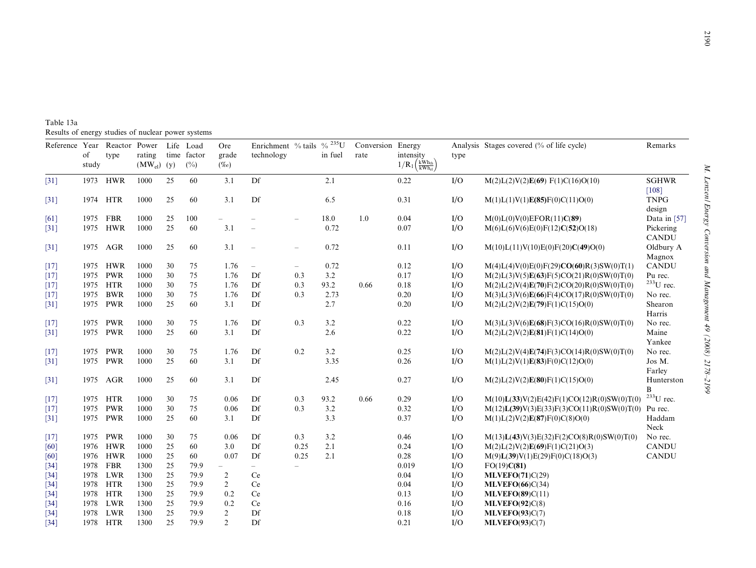Table 13a
Results of energy studies of nuclear power systems

| Reference | Year of study | Reactor type | Power rating ($MW_{el}$) | Life time (y) | Load factor (%) | Ore grade (‰) | Enrichment technology | % tails | % $^{235}U$ in fuel | Conversion rate | Energy intensity $1/R_1\left(\frac{kWh_{th}}{kWh_{el}}\right)$ | Analysis type | Stages covered (% of life cycle) | Remarks |
|---|---|---|---|---|---|---|---|---|---|---|---|---|---|---|
| [31] | 1973 | HWR | 1000 | 25 | 60 | 3.1 | Df | | 2.1 | | 0.22 | I/O | M(2)L(2)V(2)**E(69)** F(1)C(16)O(10) | SGHWR [108] |
| [31] | 1974 | HTR | 1000 | 25 | 60 | 3.1 | Df | | 6.5 | | 0.31 | I/O | M(1)L(1)V(1)**E(85)**F(0)C(11)O(0) | TNPG design |
| [61] | 1975 | FBR | 1000 | 25 | 100 | – | – | – | 18.0 | 1.0 | 0.04 | I/O | M(0)L(0)V(0)EFOR(11)**C(89)** | Data in [57] |
| [31] | 1975 | HWR | 1000 | 25 | 60 | 3.1 | – | | 0.72 | | 0.07 | I/O | M(6)L(6)V(6)E(0)F(12)**C(52)**O(18) | Pickering CANDU |
| [31] | 1975 | AGR | 1000 | 25 | 60 | 3.1 | – | – | 0.72 | | 0.11 | I/O | M(10)L(11)V(10)E(0)F(20)**C(49)**O(0) | Oldbury A Magnox |
| [17] | 1975 | HWR | 1000 | 30 | 75 | 1.76 | – | – | 0.72 | | 0.12 | I/O | M(4)L(4)V(0)E(0)F(29)**CO(60)**R(3)SW(0)T(1) | CANDU |
| [17] | 1975 | PWR | 1000 | 30 | 75 | 1.76 | Df | 0.3 | 3.2 | | 0.17 | I/O | M(2)L(3)V(5)**E(63)**F(5)CO(21)R(0)SW(0)T(0) | Pu rec. |
| [17] | 1975 | HTR | 1000 | 30 | 75 | 1.76 | Df | 0.3 | 93.2 | 0.66 | 0.18 | I/O | M(2)L(2)V(4)**E(70)**F(2)CO(20)R(0)SW(0)T(0) | $^{233}U$ rec. |
| [17] | 1975 | BWR | 1000 | 30 | 75 | 1.76 | Df | 0.3 | 2.73 | | 0.20 | I/O | M(3)L(3)V(6)**E(66)**F(4)CO(17)R(0)SW(0)T(0) | No rec. |
| [31] | 1975 | PWR | 1000 | 25 | 60 | 3.1 | Df | | 2.7 | | 0.20 | I/O | M(2)L(2)V(2)**E(79)**F(1)C(15)O(0) | Shearon Harris |
| [17] | 1975 | PWR | 1000 | 30 | 75 | 1.76 | Df | 0.3 | 3.2 | | 0.22 | I/O | M(3)L(3)V(6)**E(68)**F(3)CO(16)R(0)SW(0)T(0) | No rec. |
| [31] | 1975 | PWR | 1000 | 25 | 60 | 3.1 | Df | | 2.6 | | 0.22 | I/O | M(2)L(2)V(2)**E(81)**F(1)C(14)O(0) | Maine Yankee |
| [17] | 1975 | PWR | 1000 | 30 | 75 | 1.76 | Df | 0.2 | 3.2 | | 0.25 | I/O | M(2)L(2)V(4)**E(74)**F(3)CO(14)R(0)SW(0)T(0) | No rec. |
| [31] | 1975 | PWR | 1000 | 25 | 60 | 3.1 | Df | | 3.35 | | 0.26 | I/O | M(1)L(2)V(1)**E(83)**F(0)C(12)O(0) | Jos M. Farley |
| [31] | 1975 | AGR | 1000 | 25 | 60 | 3.1 | Df | | 2.45 | | 0.27 | I/O | M(2)L(2)V(2)**E(80)**F(1)C(15)O(0) | Hunterston B |
| [17] | 1975 | HTR | 1000 | 30 | 75 | 0.06 | Df | 0.3 | 93.2 | 0.66 | 0.29 | I/O | M(10)**L(33)**V(2)E(42)F(1)CO(12)R(0)SW(0)T(0) | $^{233}U$ rec. |
| [17] | 1975 | PWR | 1000 | 30 | 75 | 0.06 | Df | 0.3 | 3.2 | | 0.32 | I/O | M(12)**L(39)**V(3)E(33)F(3)CO(11)R(0)SW(0)T(0) | Pu rec. |
| [31] | 1975 | PWR | 1000 | 25 | 60 | 3.1 | Df | | 3.3 | | 0.37 | I/O | M(1)L(2)V(2)**E(87)**F(0)C(8)O(0) | Haddam Neck |
| [17] | 1975 | PWR | 1000 | 30 | 75 | 0.06 | Df | 0.3 | 3.2 | | 0.46 | I/O | M(13)**L(43)**V(3)E(32)F(2)CO(8)R(0)SW(0)T(0) | No rec. |
| [60] | 1976 | HWR | 1000 | 25 | 60 | 3.0 | Df | 0.25 | 2.1 | | 0.24 | I/O | M(2)L(2)V(2)**E(69)**F(1)C(21)O(3) | CANDU |
| [60] | 1976 | HWR | 1000 | 25 | 60 | 0.07 | Df | 0.25 | 2.1 | | 0.28 | I/O | M(9)**L(39)**V(1)E(29)F(0)C(18)O(3) | CANDU |
| [34] | 1978 | FBR | 1300 | 25 | 79.9 | – | – | – | | | 0.019 | I/O | FO(19)**C(81)** | |
| [34] | 1978 | LWR | 1300 | 25 | 79.9 | 2 | Ce | | | | 0.04 | I/O | **MLVEFO(71)**C(29) | |
| [34] | 1978 | HTR | 1300 | 25 | 79.9 | 2 | Ce | | | | 0.04 | I/O | **MLVEFO(66)**C(34) | |
| [34] | 1978 | HTR | 1300 | 25 | 79.9 | 0.2 | Ce | | | | 0.13 | I/O | **MLVEFO(89)**C(11) | |
| [34] | 1978 | LWR | 1300 | 25 | 79.9 | 0.2 | Ce | | | | 0.16 | I/O | **MLVEFO(92)**C(8) | |
| [34] | 1978 | LWR | 1300 | 25 | 79.9 | 2 | Df | | | | 0.18 | I/O | **MLVEFO(93)**C(7) | |
| [34] | 1978 | HTR | 1300 | 25 | 79.9 | 2 | Df | | | | 0.21 | I/O | **MLVEFO(93)**C(7) | |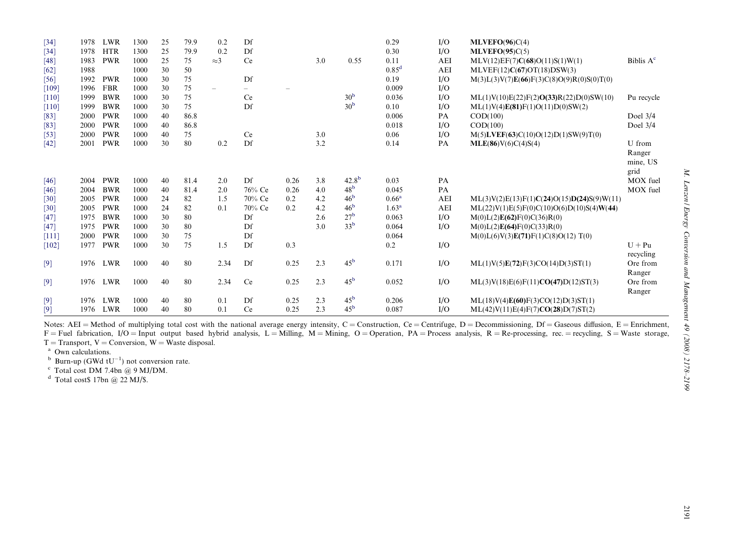| | | | | | | | | | | | | | | |
|---|---|---|---|---|---|---|---|---|---|---|---|---|---|---|
| [34] | 1978 | LWR | 1300 | 25 | 79.9 | 0.2 | Df | | | | 0.29 | I/O | **MLVEFO(96)**C(4) | |
| [34] | 1978 | HTR | 1300 | 25 | 79.9 | 0.2 | Df | | | | 0.30 | I/O | **MLVEFO(95)**C(5) | |
| [48] | 1983 | PWR | 1000 | 25 | 75 | ≈3 | Ce | | 3.0 | 0.55 | 0.11 | AEI | MLV(12)EF(7)**C(68)**O(11)S(1)W(1) | Biblis A[c] |
| [62] | 1988 | | 1000 | 30 | 50 | | | | | | 0.85[d] | AEI | MLVEF(12)**C(67)**OT(18)DSW(3) | |
| [56] | 1992 | PWR | 1000 | 30 | 75 | | Df | | | | 0.19 | I/O | M(3)L(3)V(7)**E(66)**F(3)C(8)O(9)R(0)S(0)T(0) | |
| [109] | 1996 | FBR | 1000 | 30 | 75 | – | – | – | | | 0.009 | I/O | | |
| [110] | 1999 | BWR | 1000 | 30 | 75 | | Ce | | | 30[b] | 0.036 | I/O | ML(1)V(10)E(22)F(2)**O(33)**R(22)D(0)SW(10) | Pu recycle |
| [110] | 1999 | BWR | 1000 | 30 | 75 | | Df | | | 30[b] | 0.10 | I/O | ML(1)V(4)**E(81)**F(1)O(11)D(0)SW(2) | |
| [83] | 2000 | PWR | 1000 | 40 | 86.8 | | | | | | 0.006 | PA | COD(100) | Doel 3/4 |
| [83] | 2000 | PWR | 1000 | 40 | 86.8 | | | | | | 0.018 | I/O | COD(100) | Doel 3/4 |
| [53] | 2000 | PWR | 1000 | 40 | 75 | | Ce | | 3.0 | | 0.06 | I/O | M(5)**LVEF(63)**C(10)O(12)D(1)SW(9)T(0) | |
| [42] | 2001 | PWR | 1000 | 30 | 80 | 0.2 | Df | | 3.2 | | 0.14 | PA | **MLE(86)**V(6)C(4)S(4) | U from Ranger mine, US grid |
| [46] | 2004 | PWR | 1000 | 40 | 81.4 | 2.0 | Df | 0.26 | 3.8 | 42.8[b] | 0.03 | PA | | MOX fuel |
| [46] | 2004 | BWR | 1000 | 40 | 81.4 | 2.0 | 76% Ce | 0.26 | 4.0 | 48[b] | 0.045 | PA | | MOX fuel |
| [30] | 2005 | PWR | 1000 | 24 | 82 | 1.5 | 70% Ce | 0.2 | 4.2 | 46[b] | 0.66[a] | AEI | ML(3)V(2)E(13)F(1)**C(24)**O(15)**D(24)**S(9)W(11) | |
| [30] | 2005 | PWR | 1000 | 24 | 82 | 0.1 | 70% Ce | 0.2 | 4.2 | 46[b] | 1.63[a] | AEI | ML(22)V(1)E(5)F(0)C(10)O(6)D(10)S(4)**W(44)** | |
| [47] | 1975 | BWR | 1000 | 30 | 80 | | Df | | 2.6 | 27[b] | 0.063 | I/O | M(0)L(2)**E(62)**F(0)C(36)R(0) | |
| [47] | 1975 | PWR | 1000 | 30 | 80 | | Df | | 3.0 | 33[b] | 0.064 | I/O | M(0)L(2)**E(64)**F(0)C(33)R(0) | |
| [111] | 2000 | PWR | 1000 | 30 | 75 | | Df | | | | 0.064 | | M(0)L(6)V(3)**E(71)**F(1)C(8)O(12) T(0) | |
| [102] | 1977 | PWR | 1000 | 30 | 75 | 1.5 | Df | 0.3 | | | 0.2 | I/O | | U + Pu recycling |
| [9] | 1976 | LWR | 1000 | 40 | 80 | 2.34 | Df | 0.25 | 2.3 | 45[b] | 0.171 | I/O | ML(1)V(5)**E(72)**F(3)CO(14)D(3)ST(1) | Ore from Ranger |
| [9] | 1976 | LWR | 1000 | 40 | 80 | 2.34 | Ce | 0.25 | 2.3 | 45[b] | 0.052 | I/O | ML(3)V(18)E(6)F(11)**CO(47)**D(12)ST(3) | Ore from Ranger |
| [9] | 1976 | LWR | 1000 | 40 | 80 | 0.1 | Df | 0.25 | 2.3 | 45[b] | 0.206 | I/O | ML(18)V(4)**E(60)**F(3)CO(12)D(3)ST(1) | |
| [9] | 1976 | LWR | 1000 | 40 | 80 | 0.1 | Ce | 0.25 | 2.3 | 45[b] | 0.087 | I/O | ML(42)V(11)E(4)F(7)**CO(28)**D(7)ST(2) | |

Notes: AEI = Method of multiplying total cost with the national average energy intensity, C = Construction, Ce = Centrifuge, D = Decommissioning, Df = Gaseous diffusion, E = Enrichment, F = Fuel fabrication, I/O = Input output based hybrid analysis, L = Milling, M = Mining, O = Operation, PA = Process analysis, R = Re-processing, rec. = recycling, S = Waste storage, T = Transport, V = Conversion, W = Waste disposal.

[a] Own calculations.

[b] Burn-up (GWd $tU^{-1}$) not conversion rate.

[c] Total cost DM 7.4bn @ 9 MJ/DM.

[d] Total cost$ 17bn @ 22 MJ/$.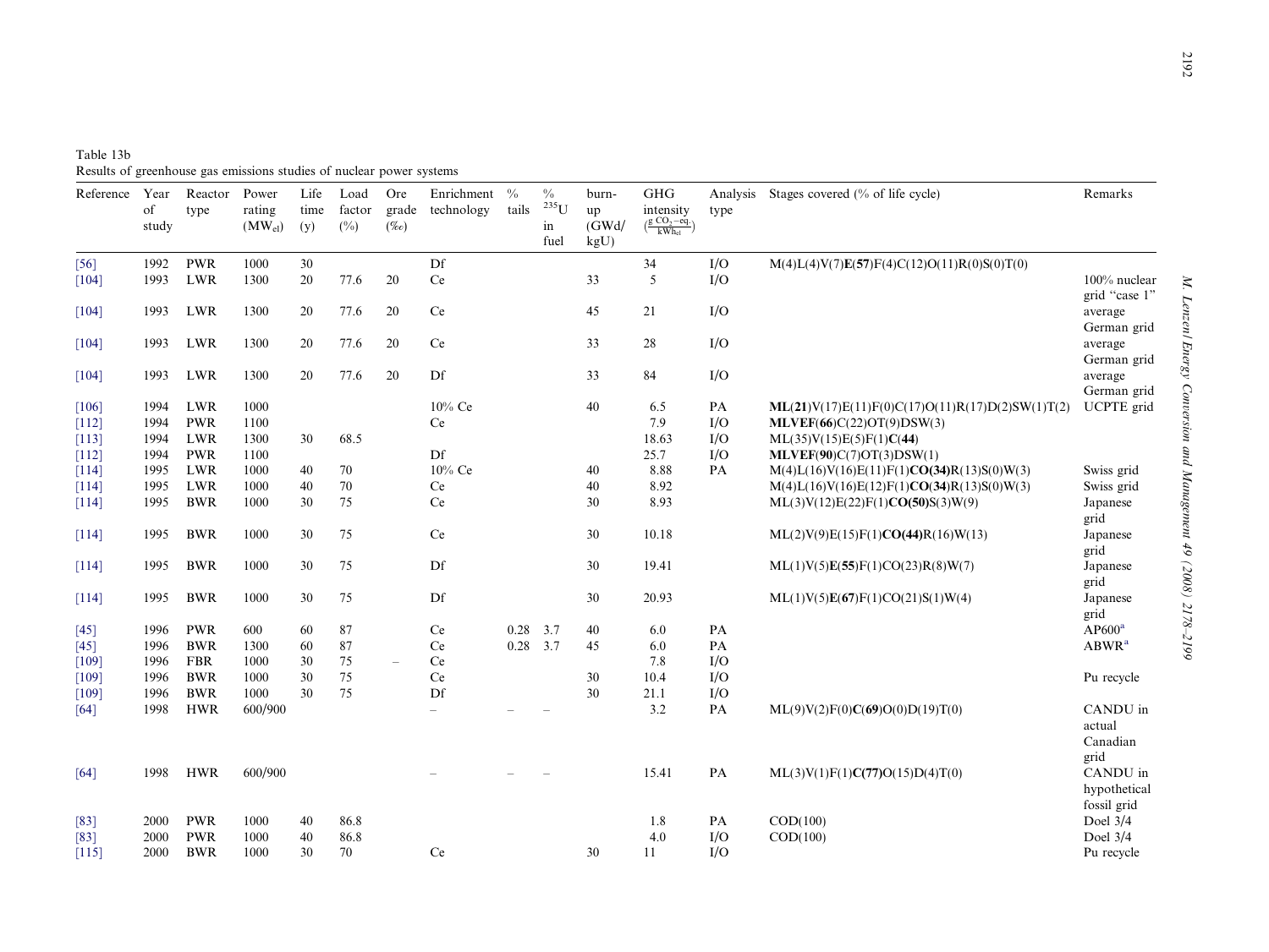Table 13b
Results of greenhouse gas emissions studies of nuclear power systems

| Reference | Year of study | Reactor type | Power rating ($MW_{el}$) | Life time (y) | Load factor (%) | Ore grade (‰) | Enrichment technology | % tails | % $^{235}U$ in fuel | burn-up (GWd/kgU) | GHG intensity ($\frac{g\ CO_2-eq.}{kWh_{el}}$) | Analysis type | Stages covered (% of life cycle) | Remarks |
|---|---|---|---|---|---|---|---|---|---|---|---|---|---|---|
| [56] | 1992 | PWR | 1000 | 30 | | | Df | | | | 34 | I/O | M(4)L(4)V(7)**E(57)**F(4)C(12)O(11)R(0)S(0)T(0) | |
| [104] | 1993 | LWR | 1300 | 20 | 77.6 | 20 | Ce | | | 33 | 5 | I/O | | 100% nuclear grid "case 1" |
| [104] | 1993 | LWR | 1300 | 20 | 77.6 | 20 | Ce | | | 45 | 21 | I/O | | average German grid |
| [104] | 1993 | LWR | 1300 | 20 | 77.6 | 20 | Ce | | | 33 | 28 | I/O | | average German grid |
| [104] | 1993 | LWR | 1300 | 20 | 77.6 | 20 | Df | | | 33 | 84 | I/O | | average German grid |
| [106] | 1994 | LWR | 1000 | | | | 10% Ce | | | 40 | 6.5 | PA | **ML(21)**V(17)E(11)F(0)C(17)O(11)R(17)D(2)SW(1)T(2) | UCPTE grid |
| [112] | 1994 | PWR | 1100 | | | | Ce | | | | 7.9 | I/O | **MLVEF(66)**C(22)OT(9)DSW(3) | |
| [113] | 1994 | LWR | 1300 | 30 | 68.5 | | | | | | 18.63 | I/O | ML(35)V(15)E(5)F(1)**C(44)** | |
| [112] | 1994 | PWR | 1100 | | | | Df | | | | 25.7 | I/O | **MLVEF(90)**C(7)OT(3)DSW(1) | |
| [114] | 1995 | LWR | 1000 | 40 | 70 | | 10% Ce | | | 40 | 8.88 | PA | M(4)L(16)V(16)E(11)F(1)**CO(34)R**(13)S(0)W(3) | Swiss grid |
| [114] | 1995 | LWR | 1000 | 40 | 70 | | Ce | | | 40 | 8.92 | | M(4)L(16)V(16)E(12)F(1)**CO**(**34**)R(13)S(0)W(3) | Swiss grid |
| [114] | 1995 | BWR | 1000 | 30 | 75 | | Ce | | | 30 | 8.93 | | ML(3)V(12)E(22)F(1)**CO(50)**S(3)W(9) | Japanese grid |
| [114] | 1995 | BWR | 1000 | 30 | 75 | | Ce | | | 30 | 10.18 | | ML(2)V(9)E(15)F(1)**CO(44)**R(16)W(13) | Japanese grid |
| [114] | 1995 | BWR | 1000 | 30 | 75 | | Df | | | 30 | 19.41 | | ML(1)V(5)**E(55)**F(1)CO(23)R(8)W(7) | Japanese grid |
| [114] | 1995 | BWR | 1000 | 30 | 75 | | Df | | | 30 | 20.93 | | ML(1)V(5)**E(67)**F(1)CO(21)S(1)W(4) | Japanese grid |
| [45] | 1996 | PWR | 600 | 60 | 87 | | Ce | 0.28 | 3.7 | 40 | 6.0 | PA | | AP600[a] |
| [45] | 1996 | BWR | 1300 | 60 | 87 | | Ce | 0.28 | 3.7 | 45 | 6.0 | PA | | ABWR[a] |
| [109] | 1996 | FBR | 1000 | 30 | 75 | – | Ce | | | | 7.8 | I/O | | |
| [109] | 1996 | BWR | 1000 | 30 | 75 | | Ce | | | 30 | 10.4 | I/O | | Pu recycle |
| [109] | 1996 | BWR | 1000 | 30 | 75 | | Df | | | 30 | 21.1 | I/O | | |
| [64] | 1998 | HWR | 600/900 | | | | – | – | – | | 3.2 | PA | ML(9)V(2)F(0)**C(69)**O(0)D(19)T(0) | CANDU in actual Canadian grid |
| [64] | 1998 | HWR | 600/900 | | | | – | – | – | | 15.41 | PA | ML(3)V(1)F(1)**C(77)**O(15)D(4)T(0) | CANDU in hypothetical fossil grid |
| [83] | 2000 | PWR | 1000 | 40 | 86.8 | | | | | | 1.8 | PA | COD(100) | Doel 3/4 |
| [83] | 2000 | PWR | 1000 | 40 | 86.8 | | | | | | 4.0 | I/O | COD(100) | Doel 3/4 |
| [115] | 2000 | BWR | 1000 | 30 | 70 | | Ce | | | 30 | 11 | I/O | | Pu recycle |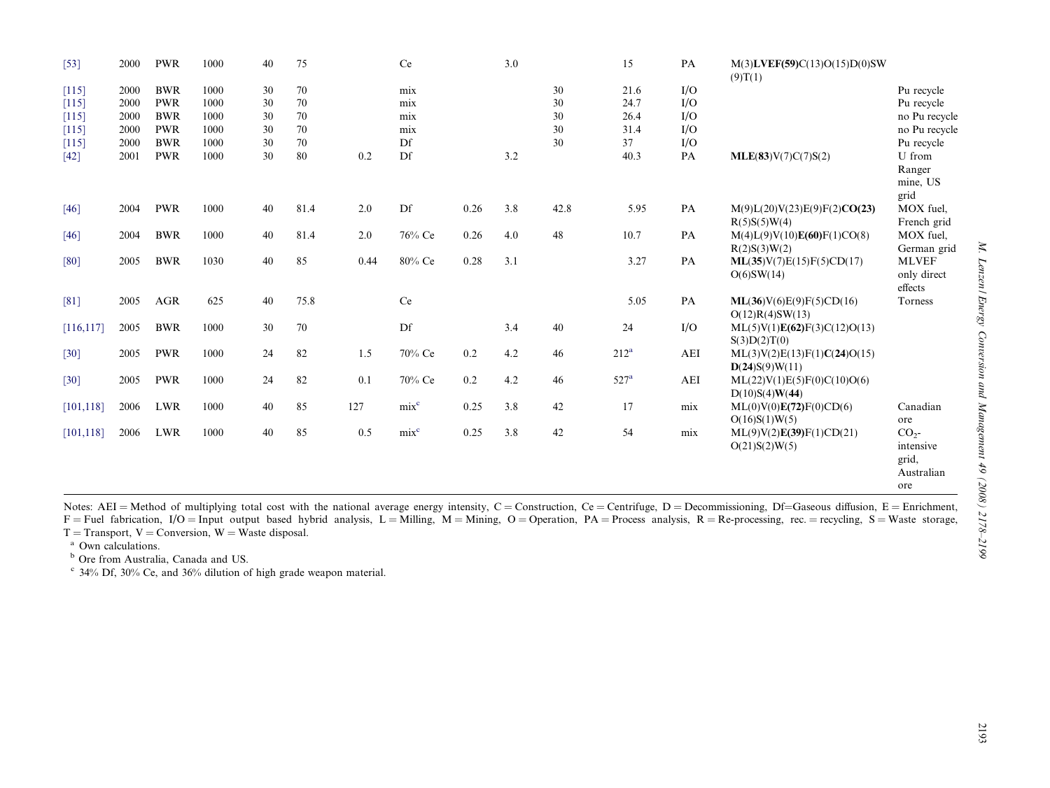| | | | | | | | | | | | | | | |
|---|---|---|---|---|---|---|---|---|---|---|---|---|---|---|
| [53] | 2000 | PWR | 1000 | 40 | 75 | | Ce | | 3.0 | | 15 | PA | M(3)**LVEF(59)**C(13)O(15)D(0)SW(9)T(1) | |
| [115] | 2000 | BWR | 1000 | 30 | 70 | | mix | | | 30 | 21.6 | I/O | | Pu recycle |
| [115] | 2000 | PWR | 1000 | 30 | 70 | | mix | | | 30 | 24.7 | I/O | | Pu recycle |
| [115] | 2000 | BWR | 1000 | 30 | 70 | | mix | | | 30 | 26.4 | I/O | | no Pu recycle |
| [115] | 2000 | PWR | 1000 | 30 | 70 | | mix | | | 30 | 31.4 | I/O | | no Pu recycle |
| [115] | 2000 | BWR | 1000 | 30 | 70 | | Df | | | 30 | 37 | I/O | | Pu recycle |
| [42] | 2001 | PWR | 1000 | 30 | 80 | 0.2 | Df | | 3.2 | | 40.3 | PA | **MLE(83)**V(7)C(7)S(2) | U from Ranger mine, US grid |
| [46] | 2004 | PWR | 1000 | 40 | 81.4 | 2.0 | Df | 0.26 | 3.8 | 42.8 | 5.95 | PA | M(9)L(20)V(23)E(9)F(2)**CO(23)**R(5)S(5)W(4) | MOX fuel, French grid |
| [46] | 2004 | BWR | 1000 | 40 | 81.4 | 2.0 | 76% Ce | 0.26 | 4.0 | 48 | 10.7 | PA | M(4)L(9)V(10)**E(60)**F(1)CO(8)R(2)S(3)W(2) | MOX fuel, German grid |
| [80] | 2005 | BWR | 1030 | 40 | 85 | 0.44 | 80% Ce | 0.28 | 3.1 | | 3.27 | PA | **ML(35)**V(7)E(15)F(5)CD(17)O(6)SW(14) | MLVEF only direct effects |
| [81] | 2005 | AGR | 625 | 40 | 75.8 | | Ce | | | | 5.05 | PA | **ML(36)**V(6)E(9)F(5)CD(16)O(12)R(4)SW(13) | Torness |
| [116,117] | 2005 | BWR | 1000 | 30 | 70 | | Df | | 3.4 | 40 | 24 | I/O | ML(5)V(1)**E(62)**F(3)C(12)O(13)S(3)D(2)T(0) | |
| [30] | 2005 | PWR | 1000 | 24 | 82 | 1.5 | 70% Ce | 0.2 | 4.2 | 46 | 212[a] | AEI | ML(3)V(2)E(13)F(1)**C(24)**O(15)**D(24)**S(9)W(11) | |
| [30] | 2005 | PWR | 1000 | 24 | 82 | 0.1 | 70% Ce | 0.2 | 4.2 | 46 | 527[a] | AEI | ML(22)V(1)E(5)F(0)C(10)O(6)D(10)S(4)**W(44)** | |
| [101,118] | 2006 | LWR | 1000 | 40 | 85 | 127 | mix[c] | 0.25 | 3.8 | 42 | 17 | mix | ML(0)V(0)**E(72)**F(0)CD(6)O(16)S(1)W(5) | Canadian ore |
| [101,118] | 2006 | LWR | 1000 | 40 | 85 | 0.5 | mix[c] | 0.25 | 3.8 | 42 | 54 | mix | ML(9)V(2)**E(39)**F(1)CD(21)O(21)S(2)W(5) | $CO_2$-intensive grid, Australian ore |

Notes: AEI = Method of multiplying total cost with the national average energy intensity, C = Construction, Ce = Centrifuge, D = Decommissioning, Df=Gaseous diffusion, E = Enrichment, F = Fuel fabrication, I/O = Input output based hybrid analysis, L = Milling, M = Mining, O = Operation, PA = Process analysis, R = Re-processing, rec. = recycling, S = Waste storage, T = Transport, V = Conversion, W = Waste disposal.

[a] Own calculations.

[b] Ore from Australia, Canada and US.

[c] 34% Df, 30% Ce, and 36% dilution of high grade weapon material.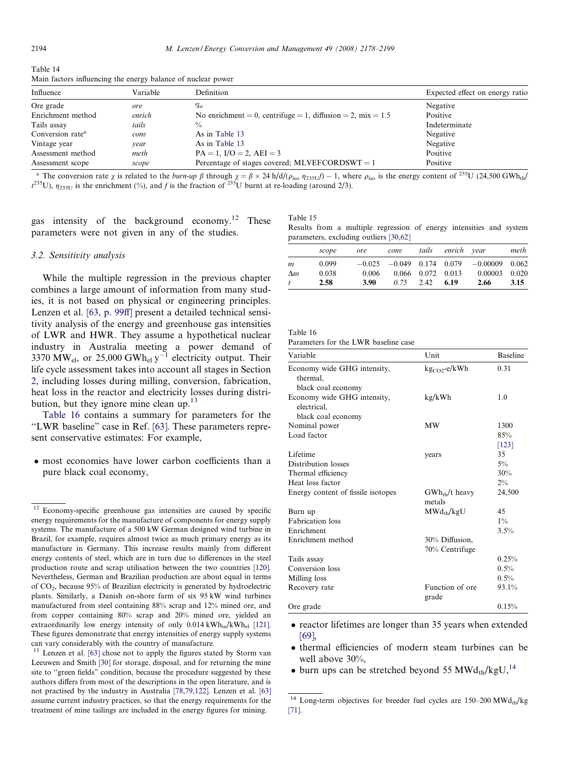Table 14
Main factors influencing the energy balance of nuclear power

| Influence | Variable | Definition | Expected effect on energy ratio |
|---|---|---|---|
| Ore grade | *ore* | ‰ | Negative |
| Enrichment method | *enrich* | No enrichment = 0, centrifuge = 1, diffusion = 2, mix = 1.5 | Positive |
| Tails assay | *tails* | % | Indeterminate |
| Conversion rate[a] | *conv* | As in Table 13 | Negative |
| Vintage year | *year* | As in Table 13 | Negative |
| Assessment method | *meth* | PA = 1, I/O = 2, AEI = 3 | Positive |
| Assessment scope | *scope* | Percentage of stages covered; MLVEFCORDSWT = 1 | Positive |

[a] The conversion rate $\chi$ is related to the *burn-up* $\beta$ through $\chi = \beta \times 24\ \text{h/d}/(\rho_{iso}\ \eta_{235U} f) - 1$, where $\rho_{iso}$ is the energy content of $^{235}$U (24,500 $GWh_{th}/t^{235}U$), $\eta_{235U}$ is the enrichment (%), and $f$ is the fraction of $^{235}$U burnt at re-loading (around 2/3).

gas intensity of the background economy.[12] These parameters were not given in any of the studies.

### 3.2. Sensitivity analysis

While the multiple regression in the previous chapter combines a large amount of information from many studies, it is not based on physical or engineering principles. Lenzen et al. [63, p. 99ff] present a detailed technical sensitivity analysis of the energy and greenhouse gas intensities of LWR and HWR. They assume a hypothetical nuclear industry in Australia meeting a power demand of 3370 $MW_{el}$, or 25,000 $GWh_{el}\ y^{-1}$ electricity output. Their life cycle assessment takes into account all stages in Section 2, including losses during milling, conversion, fabrication, heat loss in the reactor and electricity losses during distribution, but they ignore mine clean up.[13]

Table 16 contains a summary for parameters for the "LWR baseline" case in Ref. [63]. These parameters represent conservative estimates: For example,

- most economies have lower carbon coefficients than a pure black coal economy,
- reactor lifetimes are longer than 35 years when extended [69],
- thermal efficiencies of modern steam turbines can be well above 30%,
- burn ups can be stretched beyond 55 $MWd_{th}/kgU$,[14]

Table 15
Results from a multiple regression of energy intensities and system parameters, excluding outliers [30,62]

| | *scope* | *ore* | *conv* | *tails* | *enrich* | *year* | *meth* |
|---|---|---|---|---|---|---|---|
| $m$ | 0.099 | −0.025 | −0.049 | 0.174 | 0.079 | −0.00009 | 0.062 |
| $\Delta m$ | 0.038 | 0.006 | 0.066 | 0.072 | 0.013 | 0.00003 | 0.020 |
| $t$ | **2.58** | **3.90** | *0.75* | 2.42 | **6.19** | **2.66** | **3.15** |

Table 16
Parameters for the LWR baseline case

| Variable | Unit | Baseline |
|---|---|---|
| Economy wide GHG intensity, thermal, black coal economy | $kg_{CO_2}$-e/kWh | 0.31 |
| Economy wide GHG intensity, electrical, black coal economy | kg/kWh | 1.0 |
| Nominal power | MW | 1300 |
| Load factor | | 85% [123] |
| Lifetime | years | 35 |
| Distribution losses | | 5% |
| Thermal efficiency | | 30% |
| Heat loss factor | | 2% |
| Energy content of fissile isotopes | $GWh_{th}$/t heavy metals | 24,500 |
| Burn up | $MWd_{th}/kgU$ | 45 |
| Fabrication loss | | 1% |
| Enrichment | | 3.5% |
| Enrichment method | 30% Diffusion, 70% Centrifuge | |
| Tails assay | | 0.25% |
| Conversion loss | | 0.5% |
| Milling loss | | 0.5% |
| Recovery rate | Function of ore grade | 93.1% |
| Ore grade | | 0.15% |

[12] Economy-specific greenhouse gas intensities are caused by specific energy requirements for the manufacture of components for energy supply systems. The manufacture of a 500 kW German designed wind turbine in Brazil, for example, requires almost twice as much primary energy as its manufacture in Germany. This increase results mainly from different energy contents of steel, which are in turn due to differences in the steel production route and scrap utilisation between the two countries [120]. Nevertheless, German and Brazilian production are about equal in terms of $CO_2$, because 95% of Brazilian electricity is generated by hydroelectric plants. Similarly, a Danish on-shore farm of six 95 kW wind turbines manufactured from steel containing 88% scrap and 12% mined ore, and from copper containing 80% scrap and 20% mined ore, yielded an extraordinarily low energy intensity of only 0.014 $kWh_{in}/kWh_{el}$ [121]. These figures demonstrate that energy intensities of energy supply systems can vary considerably with the country of manufacture.

[13] Lenzen et al. [63] chose not to apply the figures stated by Storm van Leeuwen and Smith [30] for storage, disposal, and for returning the mine site to "green fields" condition, because the procedure suggested by these authors differs from most of the descriptions in the open literature, and is not practised by the industry in Australia [78,79,122]. Lenzen et al. [63] assume current industry practices, so that the energy requirements for the treatment of mine tailings are included in the energy figures for mining.

[14] Long-term objectives for breeder fuel cycles are 150–200 $MWd_{th}$/kg [71].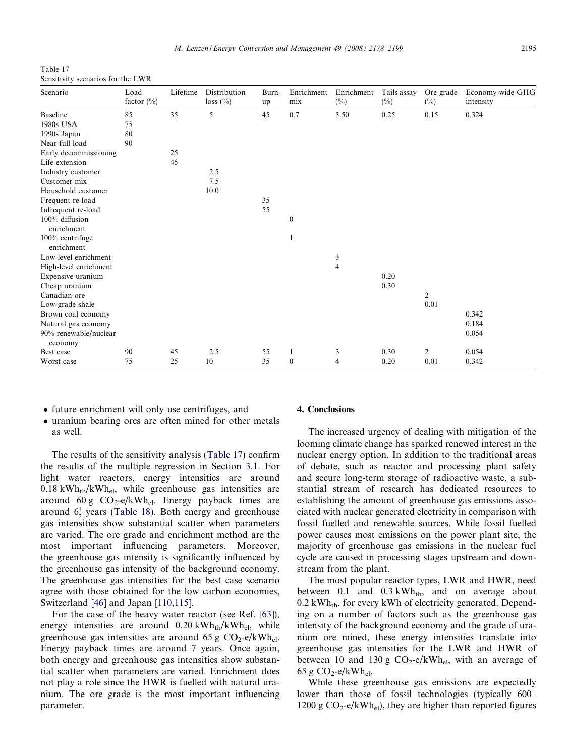Table 17
Sensitivity scenarios for the LWR

| Scenario | Load factor (%) | Lifetime | Distribution loss (%) | Burn-up | Enrichment mix | Enrichment (%) | Tails assay (%) | Ore grade (%) | Economy-wide GHG intensity |
|---|---|---|---|---|---|---|---|---|---|
| Baseline | 85 | 35 | 5 | 45 | 0.7 | 3.50 | 0.25 | 0.15 | 0.324 |
| 1980s USA | 75 | | | | | | | | |
| 1990s Japan | 80 | | | | | | | | |
| Near-full load | 90 | | | | | | | | |
| Early decommissioning | | 25 | | | | | | | |
| Life extension | | 45 | | | | | | | |
| Industry customer | | | 2.5 | | | | | | |
| Customer mix | | | 7.5 | | | | | | |
| Household customer | | | 10.0 | | | | | | |
| Frequent re-load | | | | 35 | | | | | |
| Infrequent re-load | | | | 55 | | | | | |
| 100% diffusion enrichment | | | | | 0 | | | | |
| 100% centrifuge enrichment | | | | | 1 | | | | |
| Low-level enrichment | | | | | | 3 | | | |
| High-level enrichment | | | | | | 4 | | | |
| Expensive uranium | | | | | | | 0.20 | | |
| Cheap uranium | | | | | | | 0.30 | | |
| Canadian ore | | | | | | | | 2 | |
| Low-grade shale | | | | | | | | 0.01 | |
| Brown coal economy | | | | | | | | | 0.342 |
| Natural gas economy | | | | | | | | | 0.184 |
| 90% renewable/nuclear economy | | | | | | | | | 0.054 |
| Best case | 90 | 45 | 2.5 | 55 | 1 | 3 | 0.30 | 2 | 0.054 |
| Worst case | 75 | 25 | 10 | 35 | 0 | 4 | 0.20 | 0.01 | 0.342 |

- future enrichment will only use centrifuges, and
- uranium bearing ores are often mined for other metals as well.

The results of the sensitivity analysis (Table 17) confirm the results of the multiple regression in Section 3.1. For light water reactors, energy intensities are around 0.18 $kWh_{th}/kWh_{el}$, while greenhouse gas intensities are around 60 g $CO_2$-e/$kWh_{el}$. Energy payback times are around $6\frac{1}{2}$ years (Table 18). Both energy and greenhouse gas intensities show substantial scatter when parameters are varied. The ore grade and enrichment method are the most important influencing parameters. Moreover, the greenhouse gas intensity is significantly influenced by the greenhouse gas intensity of the background economy. The greenhouse gas intensities for the best case scenario agree with those obtained for the low carbon economies, Switzerland [46] and Japan [110,115].

For the case of the heavy water reactor (see Ref. [63]), energy intensities are around 0.20 $kWh_{th}/kWh_{el}$, while greenhouse gas intensities are around 65 g $CO_2$-e/$kWh_{el}$. Energy payback times are around 7 years. Once again, both energy and greenhouse gas intensities show substantial scatter when parameters are varied. Enrichment does not play a role since the HWR is fuelled with natural uranium. The ore grade is the most important influencing parameter.

## 4. Conclusions

The increased urgency of dealing with mitigation of the looming climate change has sparked renewed interest in the nuclear energy option. In addition to the traditional areas of debate, such as reactor and processing plant safety and secure long-term storage of radioactive waste, a substantial stream of research has dedicated resources to establishing the amount of greenhouse gas emissions associated with nuclear generated electricity in comparison with fossil fuelled and renewable sources. While fossil fuelled power causes most emissions on the power plant site, the majority of greenhouse gas emissions in the nuclear fuel cycle are caused in processing stages upstream and downstream from the plant.

The most popular reactor types, LWR and HWR, need between 0.1 and 0.3 $kWh_{th}$, and on average about 0.2 $kWh_{th}$, for every kWh of electricity generated. Depending on a number of factors such as the greenhouse gas intensity of the background economy and the grade of uranium ore mined, these energy intensities translate into greenhouse gas intensities for the LWR and HWR of between 10 and 130 g $CO_2$-e/$kWh_{el}$, with an average of 65 g $CO_2$-e/$kWh_{el}$.

While these greenhouse gas emissions are expectedly lower than those of fossil technologies (typically 600–1200 g $CO_2$-e/$kWh_{el}$), they are higher than reported figures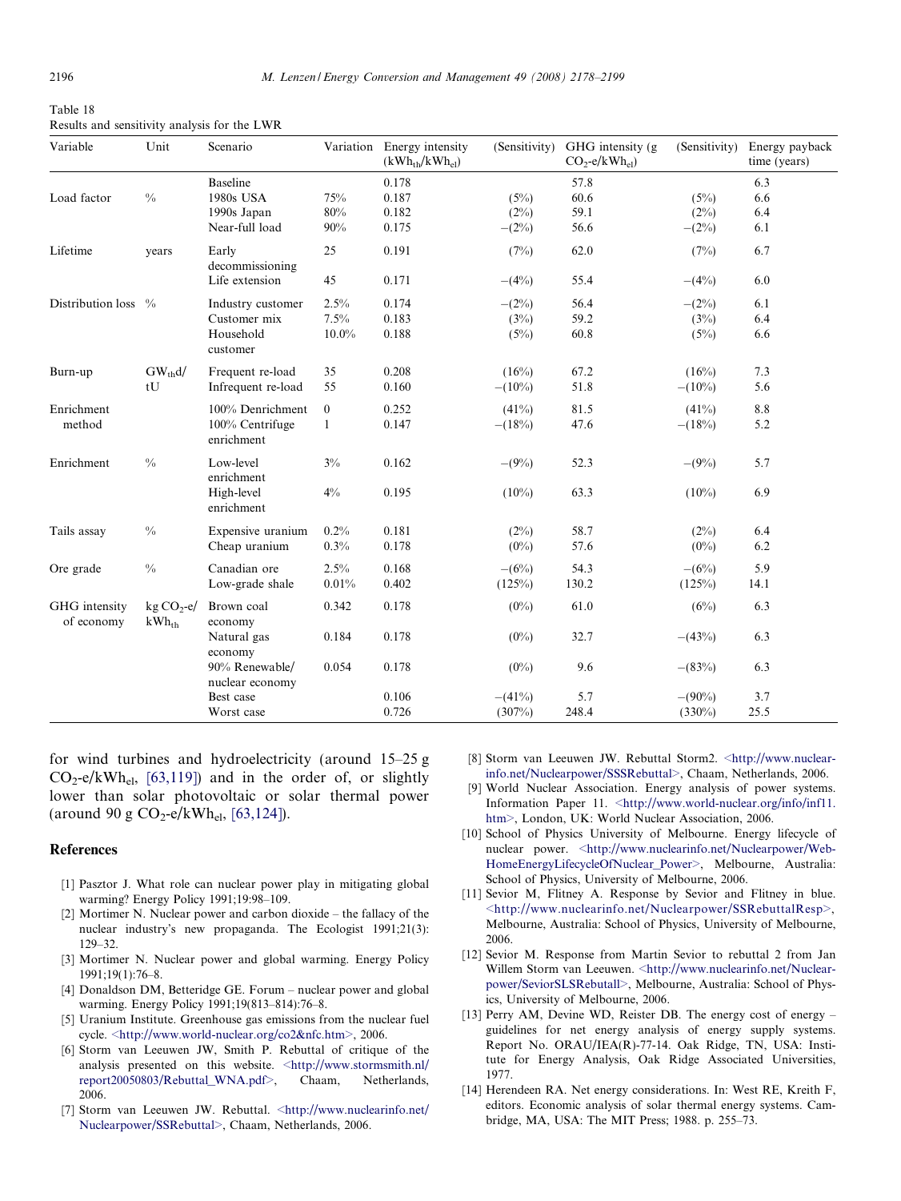Table 18
Results and sensitivity analysis for the LWR

| Variable | Unit | Scenario | Variation | Energy intensity ($kWh_{th}/kWh_{el}$) | (Sensitivity) | GHG intensity (g $CO_2$-e/$kWh_{el}$) | (Sensitivity) | Energy payback time (years) |
|---|---|---|---|---|---|---|---|---|
| | | Baseline | | 0.178 | | 57.8 | | 6.3 |
| Load factor | % | 1980s USA | 75% | 0.187 | (5%) | 60.6 | (5%) | 6.6 |
| | | 1990s Japan | 80% | 0.182 | (2%) | 59.1 | (2%) | 6.4 |
| | | Near-full load | 90% | 0.175 | −(2%) | 56.6 | −(2%) | 6.1 |
| Lifetime | years | Early decommissioning | 25 | 0.191 | (7%) | 62.0 | (7%) | 6.7 |
| | | Life extension | 45 | 0.171 | −(4%) | 55.4 | −(4%) | 6.0 |
| Distribution loss | % | Industry customer | 2.5% | 0.174 | −(2%) | 56.4 | −(2%) | 6.1 |
| | | Customer mix | 7.5% | 0.183 | (3%) | 59.2 | (3%) | 6.4 |
| | | Household customer | 10.0% | 0.188 | (5%) | 60.8 | (5%) | 6.6 |
| Burn-up | $GW_{th}d$/tU | Frequent re-load | 35 | 0.208 | (16%) | 67.2 | (16%) | 7.3 |
| | | Infrequent re-load | 55 | 0.160 | −(10%) | 51.8 | −(10%) | 5.6 |
| Enrichment method | | 100% Denrichment | 0 | 0.252 | (41%) | 81.5 | (41%) | 8.8 |
| | | 100% Centrifuge enrichment | 1 | 0.147 | −(18%) | 47.6 | −(18%) | 5.2 |
| Enrichment | % | Low-level enrichment | 3% | 0.162 | −(9%) | 52.3 | −(9%) | 5.7 |
| | | High-level enrichment | 4% | 0.195 | (10%) | 63.3 | (10%) | 6.9 |
| Tails assay | % | Expensive uranium | 0.2% | 0.181 | (2%) | 58.7 | (2%) | 6.4 |
| | | Cheap uranium | 0.3% | 0.178 | (0%) | 57.6 | (0%) | 6.2 |
| Ore grade | % | Canadian ore | 2.5% | 0.168 | −(6%) | 54.3 | −(6%) | 5.9 |
| | | Low-grade shale | 0.01% | 0.402 | (125%) | 130.2 | (125%) | 14.1 |
| GHG intensity of economy | kg $CO_2$-e/$kWh_{th}$ | Brown coal economy | 0.342 | 0.178 | (0%) | 61.0 | (6%) | 6.3 |
| | | Natural gas economy | 0.184 | 0.178 | (0%) | 32.7 | −(43%) | 6.3 |
| | | 90% Renewable/nuclear economy | 0.054 | 0.178 | (0%) | 9.6 | −(83%) | 6.3 |
| | | Best case | | 0.106 | −(41%) | 5.7 | −(90%) | 3.7 |
| | | Worst case | | 0.726 | (307%) | 248.4 | (330%) | 25.5 |

for wind turbines and hydroelectricity (around 15–25 g $CO_2$-e/$kWh_{el}$, [63,119]) and in the order of, or slightly lower than solar photovoltaic or solar thermal power (around 90 g $CO_2$-e/$kWh_{el}$, [63,124]).

## References

[1] Pasztor J. What role can nuclear power play in mitigating global warming? Energy Policy 1991;19:98–109.

[2] Mortimer N. Nuclear power and carbon dioxide – the fallacy of the nuclear industry's new propaganda. The Ecologist 1991;21(3):129–32.

[3] Mortimer N. Nuclear power and global warming. Energy Policy 1991;19(1):76–8.

[4] Donaldson DM, Betteridge GE. Forum – nuclear power and global warming. Energy Policy 1991;19(813–814):76–8.

[5] Uranium Institute. Greenhouse gas emissions from the nuclear fuel cycle. <http://www.world-nuclear.org/co2&nfc.htm>, 2006.

[6] Storm van Leeuwen JW, Smith P. Rebuttal of critique of the analysis presented on this website. <http://www.stormsmith.nl/report20050803/Rebuttal_WNA.pdf>, Chaam, Netherlands, 2006.

[7] Storm van Leeuwen JW. Rebuttal. <http://www.nuclearinfo.net/Nuclearpower/SSRebuttal>, Chaam, Netherlands, 2006.

[8] Storm van Leeuwen JW. Rebuttal Storm2. <http://www.nuclearinfo.net/Nuclearpower/SSSRebuttal>, Chaam, Netherlands, 2006.

[9] World Nuclear Association. Energy analysis of power systems. Information Paper 11. <http://www.world-nuclear.org/info/inf11.htm>, London, UK: World Nuclear Association, 2006.

[10] School of Physics University of Melbourne. Energy lifecycle of nuclear power. <http://www.nuclearinfo.net/Nuclearpower/WebHomeEnergyLifecycleOfNuclear_Power>, Melbourne, Australia: School of Physics, University of Melbourne, 2006.

[11] Sevior M, Flitney A. Response by Sevior and Flitney in blue. <http://www.nuclearinfo.net/Nuclearpower/SSRebuttalResp>, Melbourne, Australia: School of Physics, University of Melbourne, 2006.

[12] Sevior M. Response from Martin Sevior to rebuttal 2 from Jan Willem Storm van Leeuwen. <http://www.nuclearinfo.net/Nuclearpower/SeviorSLSRebutall>, Melbourne, Australia: School of Physics, University of Melbourne, 2006.

[13] Perry AM, Devine WD, Reister DB. The energy cost of energy – guidelines for net energy analysis of energy supply systems. Report No. ORAU/IEA(R)-77-14. Oak Ridge, TN, USA: Institute for Energy Analysis, Oak Ridge Associated Universities, 1977.

[14] Herendeen RA. Net energy considerations. In: West RE, Kreith F, editors. Economic analysis of solar thermal energy systems. Cambridge, MA, USA: The MIT Press; 1988. p. 255–73.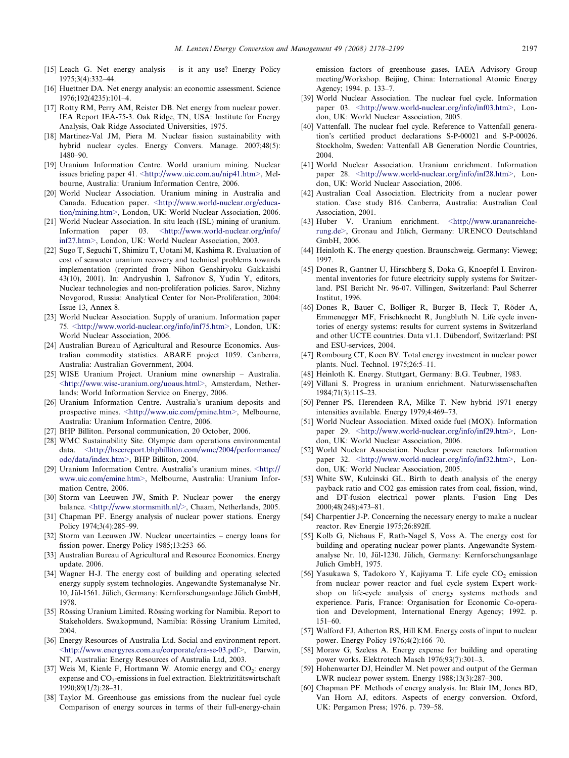[15] Leach G. Net energy analysis – is it any use? Energy Policy 1975;3(4):332–44.

[16] Huettner DA. Net energy analysis: an economic assessment. Science 1976;192(4235):101–4.

[17] Rotty RM, Perry AM, Reister DB. Net energy from nuclear power. IEA Report IEA-75-3. Oak Ridge, TN, USA: Institute for Energy Analysis, Oak Ridge Associated Universities, 1975.

[18] Martinez-Val JM, Piera M. Nuclear fission sustainability with hybrid nuclear cycles. Energy Convers. Manage. 2007;48(5): 1480–90.

[19] Uranium Information Centre. World uranium mining. Nuclear issues briefing paper 41. <http://www.uic.com.au/nip41.htm>, Melbourne, Australia: Uranium Information Centre, 2006.

[20] World Nuclear Association. Uranium mining in Australia and Canada. Education paper. <http://www.world-nuclear.org/education/mining.htm>, London, UK: World Nuclear Association, 2006.

[21] World Nuclear Association. In situ leach (ISL) mining of uranium. Information paper 03. <http://www.world-nuclear.org/info/inf27.htm>, London, UK: World Nuclear Association, 2003.

[22] Sugo T, Seguchi T, Shimizu T, Uotani M, Kashima R. Evaluation of cost of seawater uranium recovery and technical problems towards implementation (reprinted from Nihon Genshiryoku Gakkaishi 43(10), 2001). In: Andryushin I, Safronov S, Yudin Y, editors, Nuclear technologies and non-proliferation policies. Sarov, Nizhny Novgorod, Russia: Analytical Center for Non-Proliferation, 2004: Issue 13, Annex 8.

[23] World Nuclear Association. Supply of uranium. Information paper 75. <http://www.world-nuclear.org/info/inf75.htm>, London, UK: World Nuclear Association, 2006.

[24] Australian Bureau of Agricultural and Resource Economics. Australian commodity statistics. ABARE project 1059. Canberra, Australia: Australian Government, 2004.

[25] WISE Uranium Project. Uranium mine ownership – Australia. <http://www.wise-uranium.org/uoaus.html>, Amsterdam, Netherlands: World Information Service on Energy, 2006.

[26] Uranium Information Centre. Australia's uranium deposits and prospective mines. <http://www.uic.com/pmine.htm>, Melbourne, Australia: Uranium Information Centre, 2006.

[27] BHP Billiton. Personal communication, 20 October, 2006.

[28] WMC Sustainability Site. Olympic dam operations environmental data. <http://hsecreport.bhpbilliton.com/wmc/2004/performance/odo/data/index.htm>, BHP Billiton, 2004.

[29] Uranium Information Centre. Australia's uranium mines. <http://www.uic.com/emine.htm>, Melbourne, Australia: Uranium Information Centre, 2006.

[30] Storm van Leeuwen JW, Smith P. Nuclear power – the energy balance. <http://www.stormsmith.nl/>, Chaam, Netherlands, 2005.

[31] Chapman PF. Energy analysis of nuclear power stations. Energy Policy 1974;3(4):285–99.

[32] Storm van Leeuwen JW. Nuclear uncertainties – energy loans for fission power. Energy Policy 1985;13:253–66.

[33] Australian Bureau of Agricultural and Resource Economics. Energy update. 2006.

[34] Wagner H-J. The energy cost of building and operating selected energy supply system technologies. Angewandte Systemanalyse Nr. 10, Jül-1561. Jülich, Germany: Kernforschungsanlage Jülich GmbH, 1978.

[35] Rössing Uranium Limited. Rössing working for Namibia. Report to Stakeholders. Swakopmund, Namibia: Rössing Uranium Limited, 2004.

[36] Energy Resources of Australia Ltd. Social and environment report. <http://www.energyres.com.au/corporate/era-se-03.pdf>, Darwin, NT, Australia: Energy Resources of Australia Ltd, 2003.

[37] Weis M, Kienle F, Hortmann W. Atomic energy and $CO_2$: energy expense and $CO_2$-emissions in fuel extraction. Elektrizitätswirtschaft 1990;89(1/2):28–31.

[38] Taylor M. Greenhouse gas emissions from the nuclear fuel cycle Comparison of energy sources in terms of their full-energy-chain emission factors of greenhouse gases, IAEA Advisory Group meeting/Workshop. Beijing, China: International Atomic Energy Agency; 1994. p. 133–7.

[39] World Nuclear Association. The nuclear fuel cycle. Information paper 03. <http://www.world-nuclear.org/info/inf03.htm>, London, UK: World Nuclear Association, 2005.

[40] Vattenfall. The nuclear fuel cycle. Reference to Vattenfall generation's certified product declarations S-P-00021 and S-P-00026. Stockholm, Sweden: Vattenfall AB Generation Nordic Countries, 2004.

[41] World Nuclear Association. Uranium enrichment. Information paper 28. <http://www.world-nuclear.org/info/inf28.htm>, London, UK: World Nuclear Association, 2006.

[42] Australian Coal Association. Electricity from a nuclear power station. Case study B16. Canberra, Australia: Australian Coal Association, 2001.

[43] Huber V. Uranium enrichment. <http://www.urananreicherung.de>, Gronau and Jülich, Germany: URENCO Deutschland GmbH, 2006.

[44] Heinloth K. The energy question. Braunschweig. Germany: Vieweg; 1997.

[45] Dones R, Gantner U, Hirschberg S, Doka G, Knoepfel I. Environmental inventories for future electricity supply systems for Switzerland. PSI Bericht Nr. 96-07. Villingen, Switzerland: Paul Scherrer Institut, 1996.

[46] Dones R, Bauer C, Bolliger R, Burger B, Heck T, Röder A, Emmenegger MF, Frischknecht R, Jungbluth N. Life cycle inventories of energy systems: results for current systems in Switzerland and other UCTE countries. Data v1.1. Dübendorf, Switzerland: PSI and ESU-services, 2004.

[47] Rombourg CT, Koen BV. Total energy investment in nuclear power plants. Nucl. Technol. 1975;26:5–11.

[48] Heinloth K. Energy. Stuttgart, Germany: B.G. Teubner, 1983.

[49] Villani S. Progress in uranium enrichment. Naturwissenschaften 1984;71(3):115–23.

[50] Penner PS, Herendeen RA, Milke T. New hybrid 1971 energy intensities available. Energy 1979;4:469–73.

[51] World Nuclear Association. Mixed oxide fuel (MOX). Information paper 29. <http://www.world-nuclear.org/info/inf29.htm>, London, UK: World Nuclear Association, 2006.

[52] World Nuclear Association. Nuclear power reactors. Information paper 32. <http://www.world-nuclear.org/info/inf32.htm>, London, UK: World Nuclear Association, 2005.

[53] White SW, Kulcinski GL. Birth to death analysis of the energy payback ratio and CO2 gas emission rates from coal, fission, wind, and DT-fusion electrical power plants. Fusion Eng Des 2000;48(248):473–81.

[54] Charpentier J-P. Concerning the necessary energy to make a nuclear reactor. Rev Energie 1975;26:892ff.

[55] Kolb G, Niehaus F, Rath-Nagel S, Voss A. The energy cost for building and operating nuclear power plants. Angewandte Systemanalyse Nr. 10, Jül-1230. Jülich, Germany: Kernforschungsanlage Jülich GmbH, 1975.

[56] Yasukawa S, Tadokoro Y, Kajiyama T. Life cycle $CO_2$ emission from nuclear power reactor and fuel cycle system Expert workshop on life-cycle analysis of energy systems methods and experience. Paris, France: Organisation for Economic Co-operation and Development, International Energy Agency; 1992. p. 151–60.

[57] Walford FJ, Atherton RS, Hill KM. Energy costs of input to nuclear power. Energy Policy 1976;4(2):166–70.

[58] Moraw G, Szeless A. Energy expense for building and operating power works. Elektrotech Masch 1976;93(7):301–3.

[59] Hohenwarter DJ, Heindler M. Net power and output of the German LWR nuclear power system. Energy 1988;13(3):287–300.

[60] Chapman PF. Methods of energy analysis. In: Blair IM, Jones BD, Van Horn AJ, editors. Aspects of energy conversion. Oxford, UK: Pergamon Press; 1976. p. 739–58.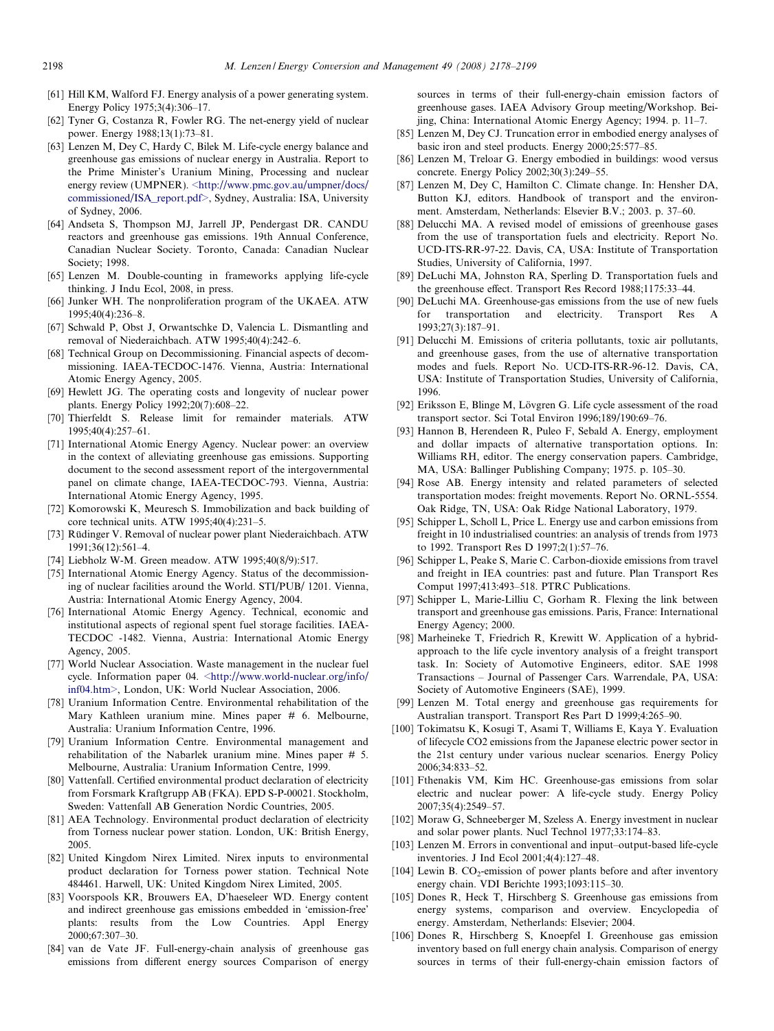[61] Hill KM, Walford FJ. Energy analysis of a power generating system. Energy Policy 1975;3(4):306–17.

[62] Tyner G, Costanza R, Fowler RG. The net-energy yield of nuclear power. Energy 1988;13(1):73–81.

[63] Lenzen M, Dey C, Hardy C, Bilek M. Life-cycle energy balance and greenhouse gas emissions of nuclear energy in Australia. Report to the Prime Minister's Uranium Mining, Processing and nuclear energy review (UMPNER). <http://www.pmc.gov.au/umpner/docs/commissioned/ISA_report.pdf>, Sydney, Australia: ISA, University of Sydney, 2006.

[64] Andseta S, Thompson MJ, Jarrell JP, Pendergast DR. CANDU reactors and greenhouse gas emissions. 19th Annual Conference, Canadian Nuclear Society. Toronto, Canada: Canadian Nuclear Society; 1998.

[65] Lenzen M. Double-counting in frameworks applying life-cycle thinking. J Indu Ecol, 2008, in press.

[66] Junker WH. The nonproliferation program of the UKAEA. ATW 1995;40(4):236–8.

[67] Schwald P, Obst J, Orwantschke D, Valencia L. Dismantling and removal of Niederaichbach. ATW 1995;40(4):242–6.

[68] Technical Group on Decommissioning. Financial aspects of decommissioning. IAEA-TECDOC-1476. Vienna, Austria: International Atomic Energy Agency, 2005.

[69] Hewlett JG. The operating costs and longevity of nuclear power plants. Energy Policy 1992;20(7):608–22.

[70] Thierfeldt S. Release limit for remainder materials. ATW 1995;40(4):257–61.

[71] International Atomic Energy Agency. Nuclear power: an overview in the context of alleviating greenhouse gas emissions. Supporting document to the second assessment report of the intergovernmental panel on climate change, IAEA-TECDOC-793. Vienna, Austria: International Atomic Energy Agency, 1995.

[72] Komorowski K, Meuresch S. Immobilization and back building of core technical units. ATW 1995;40(4):231–5.

[73] Rüdinger V. Removal of nuclear power plant Niederaichbach. ATW 1991;36(12):561–4.

[74] Liebholz W-M. Green meadow. ATW 1995;40(8/9):517.

[75] International Atomic Energy Agency. Status of the decommissioning of nuclear facilities around the World. STI/PUB/ 1201. Vienna, Austria: International Atomic Energy Agency, 2004.

[76] International Atomic Energy Agency. Technical, economic and institutional aspects of regional spent fuel storage facilities. IAEA-TECDOC -1482. Vienna, Austria: International Atomic Energy Agency, 2005.

[77] World Nuclear Association. Waste management in the nuclear fuel cycle. Information paper 04. <http://www.world-nuclear.org/info/inf04.htm>, London, UK: World Nuclear Association, 2006.

[78] Uranium Information Centre. Environmental rehabilitation of the Mary Kathleen uranium mine. Mines paper # 6. Melbourne, Australia: Uranium Information Centre, 1996.

[79] Uranium Information Centre. Environmental management and rehabilitation of the Nabarlek uranium mine. Mines paper # 5. Melbourne, Australia: Uranium Information Centre, 1999.

[80] Vattenfall. Certified environmental product declaration of electricity from Forsmark Kraftgrupp AB (FKA). EPD S-P-00021. Stockholm, Sweden: Vattenfall AB Generation Nordic Countries, 2005.

[81] AEA Technology. Environmental product declaration of electricity from Torness nuclear power station. London, UK: British Energy, 2005.

[82] United Kingdom Nirex Limited. Nirex inputs to environmental product declaration for Torness power station. Technical Note 484461. Harwell, UK: United Kingdom Nirex Limited, 2005.

[83] Voorspools KR, Brouwers EA, D'haeseleer WD. Energy content and indirect greenhouse gas emissions embedded in 'emission-free' plants: results from the Low Countries. Appl Energy 2000;67:307–30.

[84] van de Vate JF. Full-energy-chain analysis of greenhouse gas emissions from different energy sources Comparison of energy sources in terms of their full-energy-chain emission factors of greenhouse gases. IAEA Advisory Group meeting/Workshop. Beijing, China: International Atomic Energy Agency; 1994. p. 11–7.

[85] Lenzen M, Dey CJ. Truncation error in embodied energy analyses of basic iron and steel products. Energy 2000;25:577–85.

[86] Lenzen M, Treloar G. Energy embodied in buildings: wood versus concrete. Energy Policy 2002;30(3):249–55.

[87] Lenzen M, Dey C, Hamilton C. Climate change. In: Hensher DA, Button KJ, editors. Handbook of transport and the environment. Amsterdam, Netherlands: Elsevier B.V.; 2003. p. 37–60.

[88] Delucchi MA. A revised model of emissions of greenhouse gases from the use of transportation fuels and electricity. Report No. UCD-ITS-RR-97-22. Davis, CA, USA: Institute of Transportation Studies, University of California, 1997.

[89] DeLuchi MA, Johnston RA, Sperling D. Transportation fuels and the greenhouse effect. Transport Res Record 1988;1175:33–44.

[90] DeLuchi MA. Greenhouse-gas emissions from the use of new fuels for transportation and electricity. Transport Res A 1993;27(3):187–91.

[91] Delucchi M. Emissions of criteria pollutants, toxic air pollutants, and greenhouse gases, from the use of alternative transportation modes and fuels. Report No. UCD-ITS-RR-96-12. Davis, CA, USA: Institute of Transportation Studies, University of California, 1996.

[92] Eriksson E, Blinge M, Lövgren G. Life cycle assessment of the road transport sector. Sci Total Environ 1996;189/190:69–76.

[93] Hannon B, Herendeen R, Puleo F, Sebald A. Energy, employment and dollar impacts of alternative transportation options. In: Williams RH, editor. The energy conservation papers. Cambridge, MA, USA: Ballinger Publishing Company; 1975. p. 105–30.

[94] Rose AB. Energy intensity and related parameters of selected transportation modes: freight movements. Report No. ORNL-5554. Oak Ridge, TN, USA: Oak Ridge National Laboratory, 1979.

[95] Schipper L, Scholl L, Price L. Energy use and carbon emissions from freight in 10 industrialised countries: an analysis of trends from 1973 to 1992. Transport Res D 1997;2(1):57–76.

[96] Schipper L, Peake S, Marie C. Carbon-dioxide emissions from travel and freight in IEA countries: past and future. Plan Transport Res Comput 1997;413:493–518. PTRC Publications.

[97] Schipper L, Marie-Lilliu C, Gorham R. Flexing the link between transport and greenhouse gas emissions. Paris, France: International Energy Agency; 2000.

[98] Marheineke T, Friedrich R, Krewitt W. Application of a hybrid-approach to the life cycle inventory analysis of a freight transport task. In: Society of Automotive Engineers, editor. SAE 1998 Transactions – Journal of Passenger Cars. Warrendale, PA, USA: Society of Automotive Engineers (SAE), 1999.

[99] Lenzen M. Total energy and greenhouse gas requirements for Australian transport. Transport Res Part D 1999;4:265–90.

[100] Tokimatsu K, Kosugi T, Asami T, Williams E, Kaya Y. Evaluation of lifecycle CO2 emissions from the Japanese electric power sector in the 21st century under various nuclear scenarios. Energy Policy 2006;34:833–52.

[101] Fthenakis VM, Kim HC. Greenhouse-gas emissions from solar electric and nuclear power: A life-cycle study. Energy Policy 2007;35(4):2549–57.

[102] Moraw G, Schneeberger M, Szeless A. Energy investment in nuclear and solar power plants. Nucl Technol 1977;33:174–83.

[103] Lenzen M. Errors in conventional and input–output-based life-cycle inventories. J Ind Ecol 2001;4(4):127–48.

[104] Lewin B. $CO_2$-emission of power plants before and after inventory energy chain. VDI Berichte 1993;1093:115–30.

[105] Dones R, Heck T, Hirschberg S. Greenhouse gas emissions from energy systems, comparison and overview. Encyclopedia of energy. Amsterdam, Netherlands: Elsevier; 2004.

[106] Dones R, Hirschberg S, Knoepfel I. Greenhouse gas emission inventory based on full energy chain analysis. Comparison of energy sources in terms of their full-energy-chain emission factors of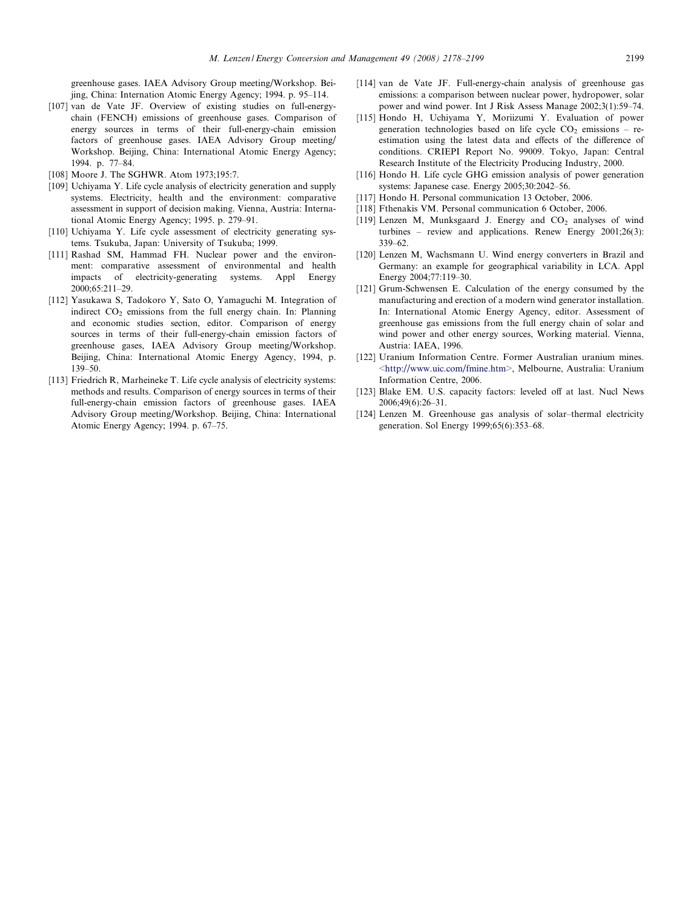greenhouse gases. IAEA Advisory Group meeting/Workshop. Beijing, China: Internation Atomic Energy Agency; 1994. p. 95–114.

[107] van de Vate JF. Overview of existing studies on full-energy-chain (FENCH) emissions of greenhouse gases. Comparison of energy sources in terms of their full-energy-chain emission factors of greenhouse gases. IAEA Advisory Group meeting/Workshop. Beijing, China: International Atomic Energy Agency; 1994. p. 77–84.

[108] Moore J. The SGHWR. Atom 1973;195:7.

[109] Uchiyama Y. Life cycle analysis of electricity generation and supply systems. Electricity, health and the environment: comparative assessment in support of decision making. Vienna, Austria: International Atomic Energy Agency; 1995. p. 279–91.

[110] Uchiyama Y. Life cycle assessment of electricity generating systems. Tsukuba, Japan: University of Tsukuba; 1999.

[111] Rashad SM, Hammad FH. Nuclear power and the environment: comparative assessment of environmental and health impacts of electricity-generating systems. Appl Energy 2000;65:211–29.

[112] Yasukawa S, Tadokoro Y, Sato O, Yamaguchi M. Integration of indirect $CO_2$ emissions from the full energy chain. In: Planning and economic studies section, editor. Comparison of energy sources in terms of their full-energy-chain emission factors of greenhouse gases, IAEA Advisory Group meeting/Workshop. Beijing, China: International Atomic Energy Agency, 1994, p. 139–50.

[113] Friedrich R, Marheineke T. Life cycle analysis of electricity systems: methods and results. Comparison of energy sources in terms of their full-energy-chain emission factors of greenhouse gases. IAEA Advisory Group meeting/Workshop. Beijing, China: International Atomic Energy Agency; 1994. p. 67–75.

[114] van de Vate JF. Full-energy-chain analysis of greenhouse gas emissions: a comparison between nuclear power, hydropower, solar power and wind power. Int J Risk Assess Manage 2002;3(1):59–74.

[115] Hondo H, Uchiyama Y, Moriizumi Y. Evaluation of power generation technologies based on life cycle $CO_2$ emissions – re-estimation using the latest data and effects of the difference of conditions. CRIEPI Report No. 99009. Tokyo, Japan: Central Research Institute of the Electricity Producing Industry, 2000.

[116] Hondo H. Life cycle GHG emission analysis of power generation systems: Japanese case. Energy 2005;30:2042–56.

[117] Hondo H. Personal communication 13 October, 2006.

[118] Fthenakis VM. Personal communication 6 October, 2006.

[119] Lenzen M, Munksgaard J. Energy and $CO_2$ analyses of wind turbines – review and applications. Renew Energy 2001;26(3): 339–62.

[120] Lenzen M, Wachsmann U. Wind energy converters in Brazil and Germany: an example for geographical variability in LCA. Appl Energy 2004;77:119–30.

[121] Grum-Schwensen E. Calculation of the energy consumed by the manufacturing and erection of a modern wind generator installation. In: International Atomic Energy Agency, editor. Assessment of greenhouse gas emissions from the full energy chain of solar and wind power and other energy sources, Working material. Vienna, Austria: IAEA, 1996.

[122] Uranium Information Centre. Former Australian uranium mines. <http://www.uic.com/fmine.htm>, Melbourne, Australia: Uranium Information Centre, 2006.

[123] Blake EM. U.S. capacity factors: leveled off at last. Nucl News 2006;49(6):26–31.

[124] Lenzen M. Greenhouse gas analysis of solar–thermal electricity generation. Sol Energy 1999;65(6):353–68.